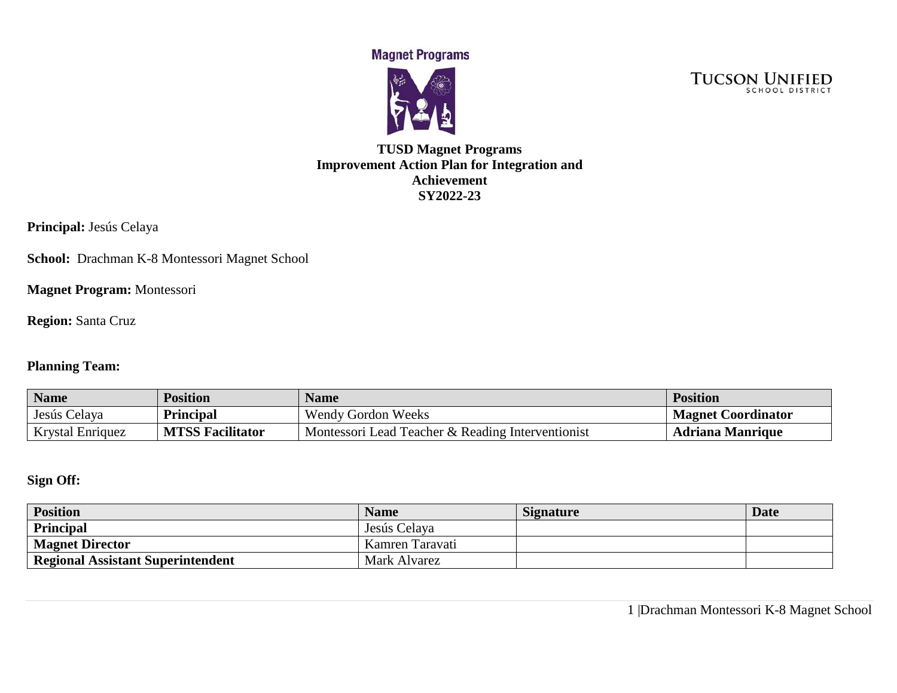Magnet Programs

TUCSON UNIFIED SCHOOL DISTRICT

# TUSD Magnet Programs
# Improvement Action Plan for Integration and Achievement
# SY2022-23

**Principal:** Jesús Celaya

**School:** Drachman K-8 Montessori Magnet School

**Magnet Program:** Montessori

**Region:** Santa Cruz

**Planning Team:**

| Name | Position | Name | Position |
|---|---|---|---|
| Jesús Celaya | **Principal** | Wendy Gordon Weeks | **Magnet Coordinator** |
| Krystal Enriquez | **MTSS Facilitator** | Montessori Lead Teacher & Reading Interventionist | **Adriana Manrique** |

**Sign Off:**

| Position | Name | Signature | Date |
|---|---|---|---|
| **Principal** | Jesús Celaya | | |
| **Magnet Director** | Kamren Taravati | | |
| **Regional Assistant Superintendent** | Mark Alvarez | | |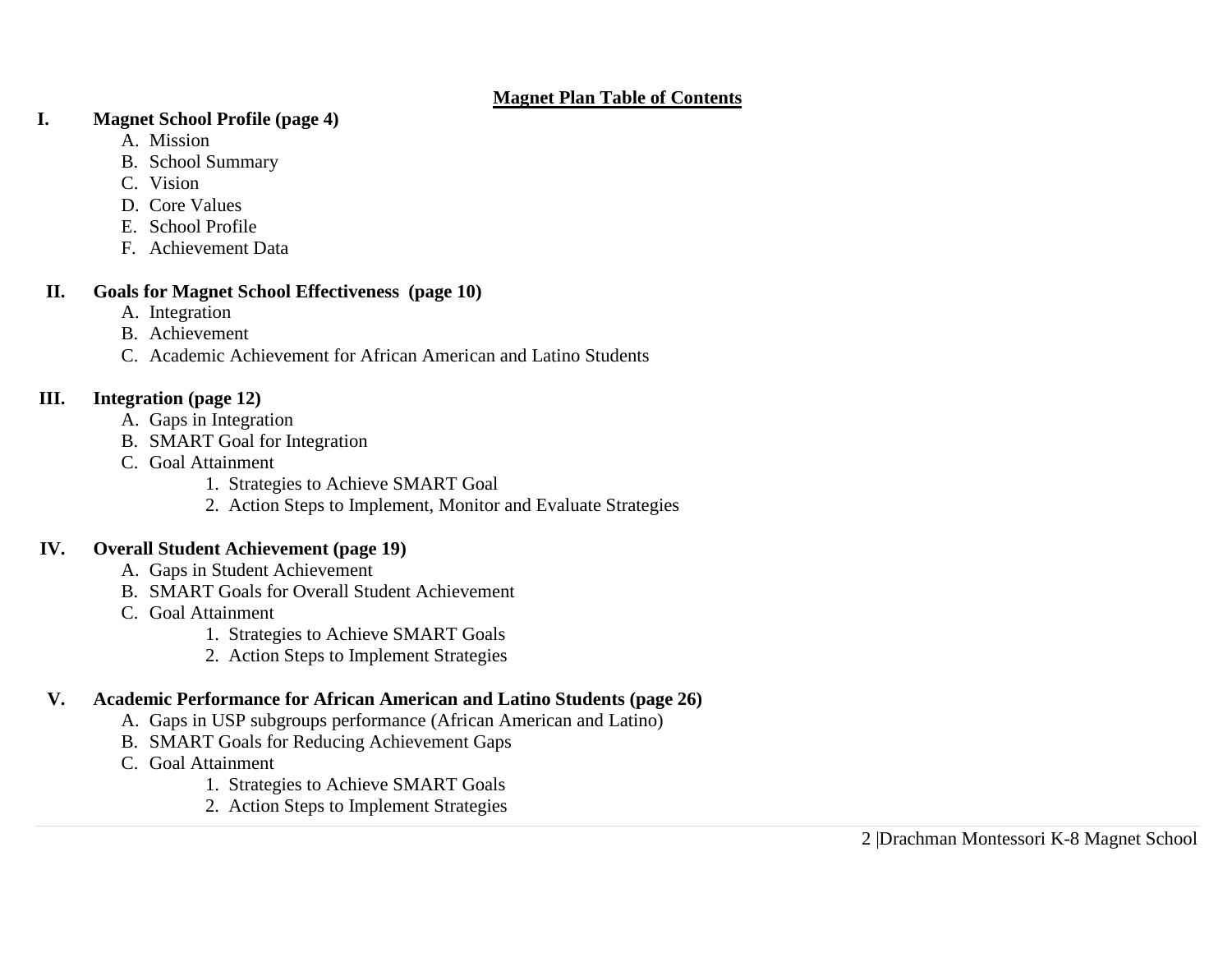# Magnet Plan Table of Contents

**I. Magnet School Profile (page 4)**

- A. Mission
- B. School Summary
- C. Vision
- D. Core Values
- E. School Profile
- F. Achievement Data

**II. Goals for Magnet School Effectiveness (page 10)**

- A. Integration
- B. Achievement
- C. Academic Achievement for African American and Latino Students

**III. Integration (page 12)**

- A. Gaps in Integration
- B. SMART Goal for Integration
- C. Goal Attainment
  1. Strategies to Achieve SMART Goal
  2. Action Steps to Implement, Monitor and Evaluate Strategies

**IV. Overall Student Achievement (page 19)**

- A. Gaps in Student Achievement
- B. SMART Goals for Overall Student Achievement
- C. Goal Attainment
  1. Strategies to Achieve SMART Goals
  2. Action Steps to Implement Strategies

**V. Academic Performance for African American and Latino Students (page 26)**

- A. Gaps in USP subgroups performance (African American and Latino)
- B. SMART Goals for Reducing Achievement Gaps
- C. Goal Attainment
  1. Strategies to Achieve SMART Goals
  2. Action Steps to Implement Strategies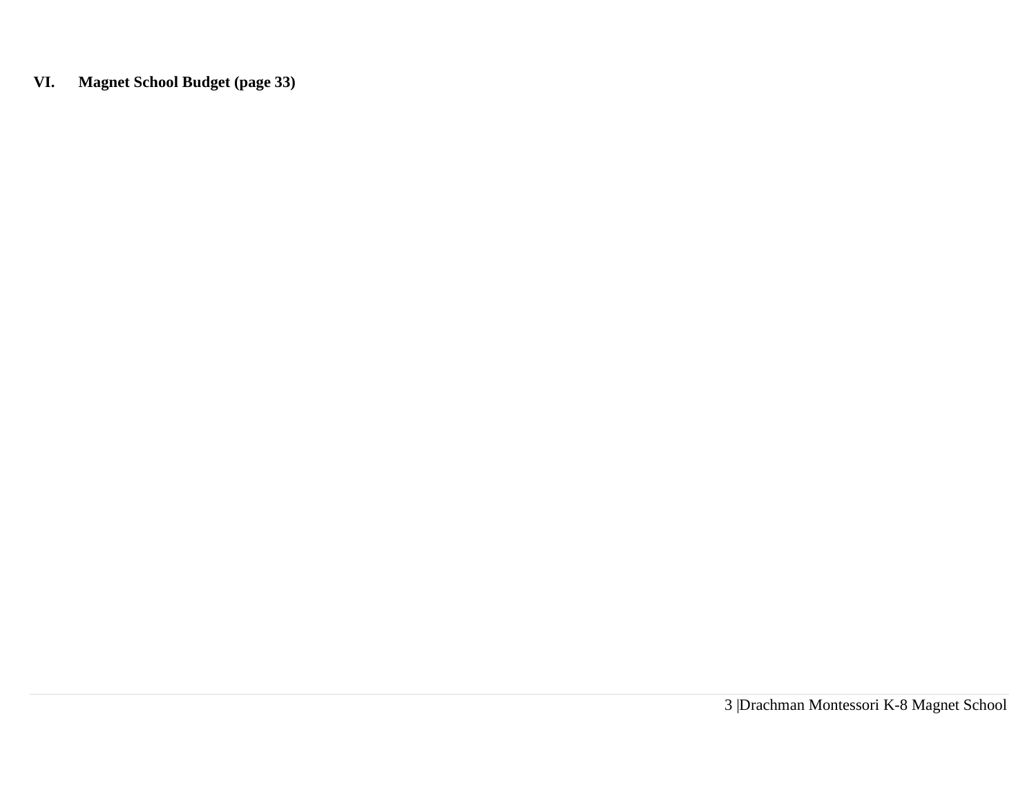**VI. Magnet School Budget (page 33)**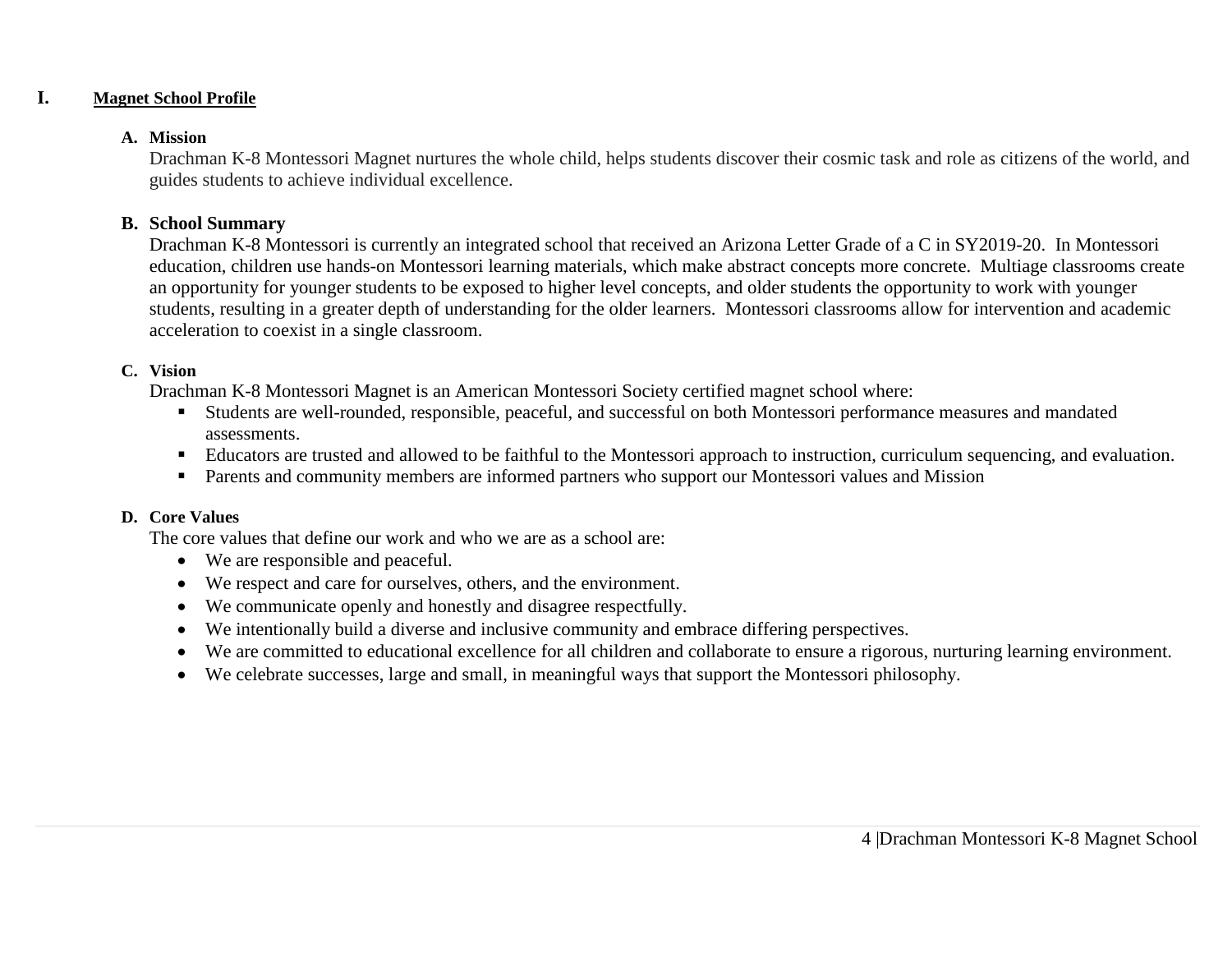# I. Magnet School Profile

## A. Mission

Drachman K-8 Montessori Magnet nurtures the whole child, helps students discover their cosmic task and role as citizens of the world, and guides students to achieve individual excellence.

## B. School Summary

Drachman K-8 Montessori is currently an integrated school that received an Arizona Letter Grade of a C in SY2019-20. In Montessori education, children use hands-on Montessori learning materials, which make abstract concepts more concrete. Multiage classrooms create an opportunity for younger students to be exposed to higher level concepts, and older students the opportunity to work with younger students, resulting in a greater depth of understanding for the older learners. Montessori classrooms allow for intervention and academic acceleration to coexist in a single classroom.

## C. Vision

Drachman K-8 Montessori Magnet is an American Montessori Society certified magnet school where:

- Students are well-rounded, responsible, peaceful, and successful on both Montessori performance measures and mandated assessments.
- Educators are trusted and allowed to be faithful to the Montessori approach to instruction, curriculum sequencing, and evaluation.
- Parents and community members are informed partners who support our Montessori values and Mission

## D. Core Values

The core values that define our work and who we are as a school are:

- We are responsible and peaceful.
- We respect and care for ourselves, others, and the environment.
- We communicate openly and honestly and disagree respectfully.
- We intentionally build a diverse and inclusive community and embrace differing perspectives.
- We are committed to educational excellence for all children and collaborate to ensure a rigorous, nurturing learning environment.
- We celebrate successes, large and small, in meaningful ways that support the Montessori philosophy.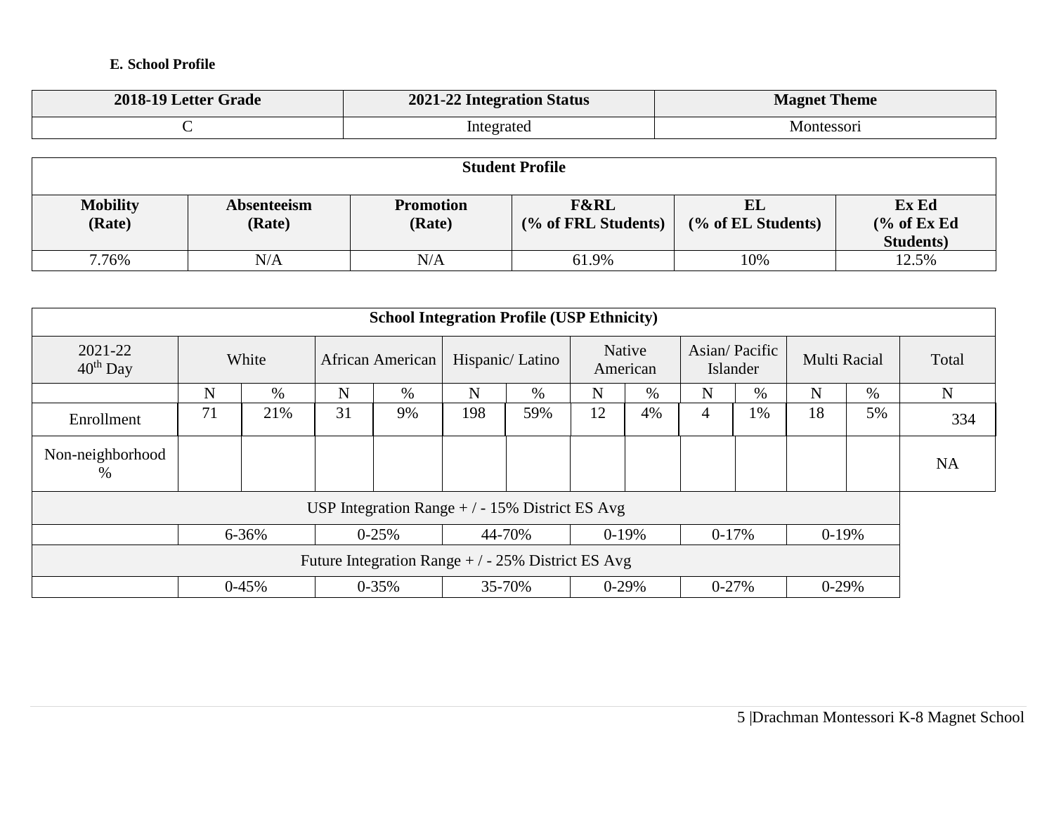### E. School Profile

| 2018-19 Letter Grade | 2021-22 Integration Status | Magnet Theme |
|---|---|---|
| C | Integrated | Montessori |

| Student Profile | | | | | |
|---|---|---|---|---|---|
| **Mobility (Rate)** | **Absenteeism (Rate)** | **Promotion (Rate)** | **F&RL (% of FRL Students)** | **EL (% of EL Students)** | **Ex Ed (% of Ex Ed Students)** |
| 7.76% | N/A | N/A | 61.9% | 10% | 12.5% |

| School Integration Profile (USP Ethnicity) | | | | | | | | | | | | | |
|---|---|---|---|---|---|---|---|---|---|---|---|---|---|
| 2021-22 40th Day | White | | African American | | Hispanic/ Latino | | Native American | | Asian/ Pacific Islander | | Multi Racial | | Total |
| | N | % | N | % | N | % | N | % | N | % | N | % | N |
| Enrollment | 71 | 21% | 31 | 9% | 198 | 59% | 12 | 4% | 4 | 1% | 18 | 5% | 334 |
| Non-neighborhood % | | | | | | | | | | | | | NA |
| USP Integration Range + / - 15% District ES Avg | | | | | | | | | | | | | |
| | 6-36% | | 0-25% | | 44-70% | | 0-19% | | 0-17% | | 0-19% | | |
| Future Integration Range + / - 25% District ES Avg | | | | | | | | | | | | | |
| | 0-45% | | 0-35% | | 35-70% | | 0-29% | | 0-27% | | 0-29% | | |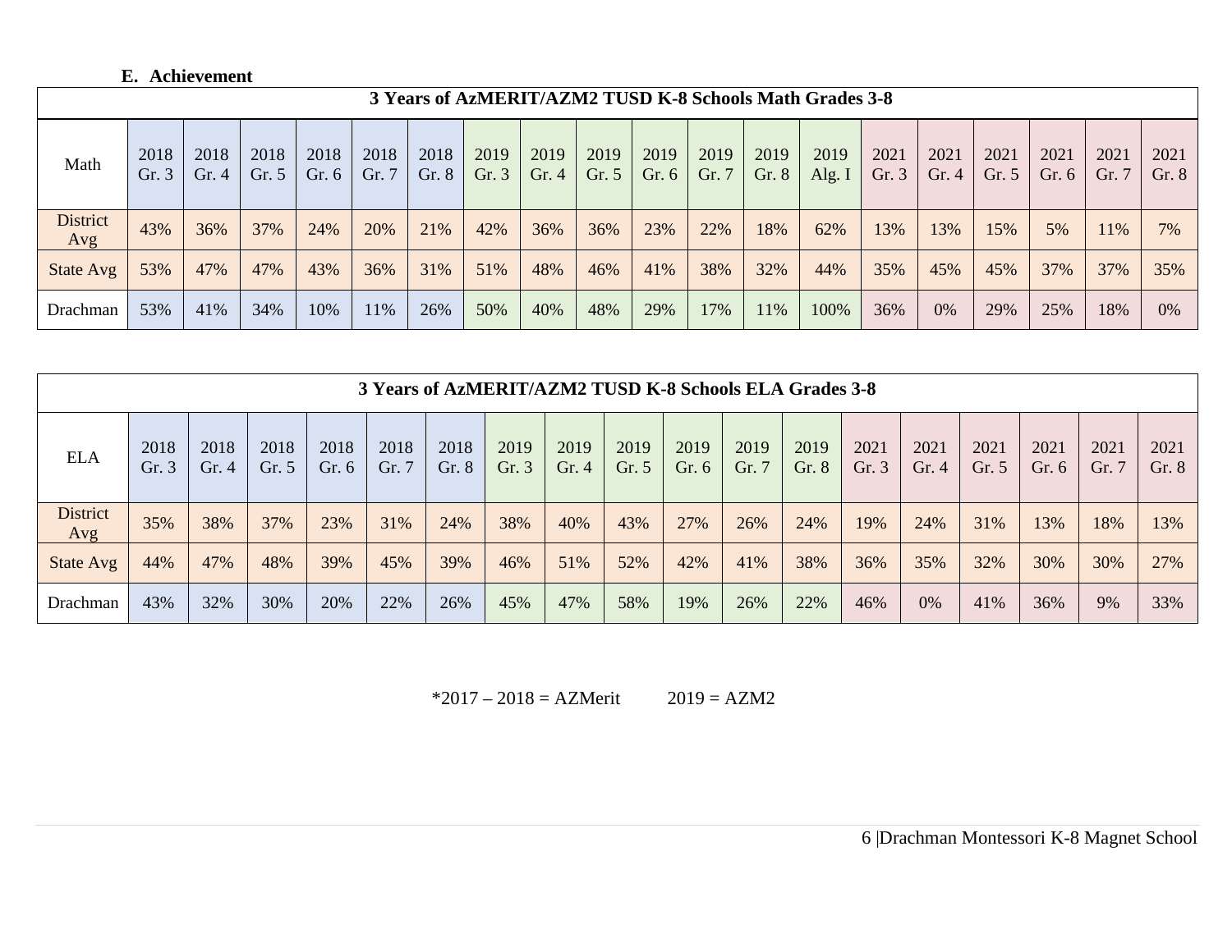## E. Achievement

| 3 Years of AzMERIT/AZM2 TUSD K-8 Schools Math Grades 3-8 | | | | | | | | | | | | | | | | | | | |
|---|---|---|---|---|---|---|---|---|---|---|---|---|---|---|---|---|---|---|---|
| Math | 2018 Gr. 3 | 2018 Gr. 4 | 2018 Gr. 5 | 2018 Gr. 6 | 2018 Gr. 7 | 2018 Gr. 8 | 2019 Gr. 3 | 2019 Gr. 4 | 2019 Gr. 5 | 2019 Gr. 6 | 2019 Gr. 7 | 2019 Gr. 8 | 2019 Alg. I | 2021 Gr. 3 | 2021 Gr. 4 | 2021 Gr. 5 | 2021 Gr. 6 | 2021 Gr. 7 | 2021 Gr. 8 |
| District Avg | 43% | 36% | 37% | 24% | 20% | 21% | 42% | 36% | 36% | 23% | 22% | 18% | 62% | 13% | 13% | 15% | 5% | 11% | 7% |
| State Avg | 53% | 47% | 47% | 43% | 36% | 31% | 51% | 48% | 46% | 41% | 38% | 32% | 44% | 35% | 45% | 45% | 37% | 37% | 35% |
| Drachman | 53% | 41% | 34% | 10% | 11% | 26% | 50% | 40% | 48% | 29% | 17% | 11% | 100% | 36% | 0% | 29% | 25% | 18% | 0% |

| 3 Years of AzMERIT/AZM2 TUSD K-8 Schools ELA Grades 3-8 | | | | | | | | | | | | | | | | | | |
|---|---|---|---|---|---|---|---|---|---|---|---|---|---|---|---|---|---|---|
| ELA | 2018 Gr. 3 | 2018 Gr. 4 | 2018 Gr. 5 | 2018 Gr. 6 | 2018 Gr. 7 | 2018 Gr. 8 | 2019 Gr. 3 | 2019 Gr. 4 | 2019 Gr. 5 | 2019 Gr. 6 | 2019 Gr. 7 | 2019 Gr. 8 | 2021 Gr. 3 | 2021 Gr. 4 | 2021 Gr. 5 | 2021 Gr. 6 | 2021 Gr. 7 | 2021 Gr. 8 |
| District Avg | 35% | 38% | 37% | 23% | 31% | 24% | 38% | 40% | 43% | 27% | 26% | 24% | 19% | 24% | 31% | 13% | 18% | 13% |
| State Avg | 44% | 47% | 48% | 39% | 45% | 39% | 46% | 51% | 52% | 42% | 41% | 38% | 36% | 35% | 32% | 30% | 30% | 27% |
| Drachman | 43% | 32% | 30% | 20% | 22% | 26% | 45% | 47% | 58% | 19% | 26% | 22% | 46% | 0% | 41% | 36% | 9% | 33% |

*2017 – 2018 = AZMerit 2019 = AZM2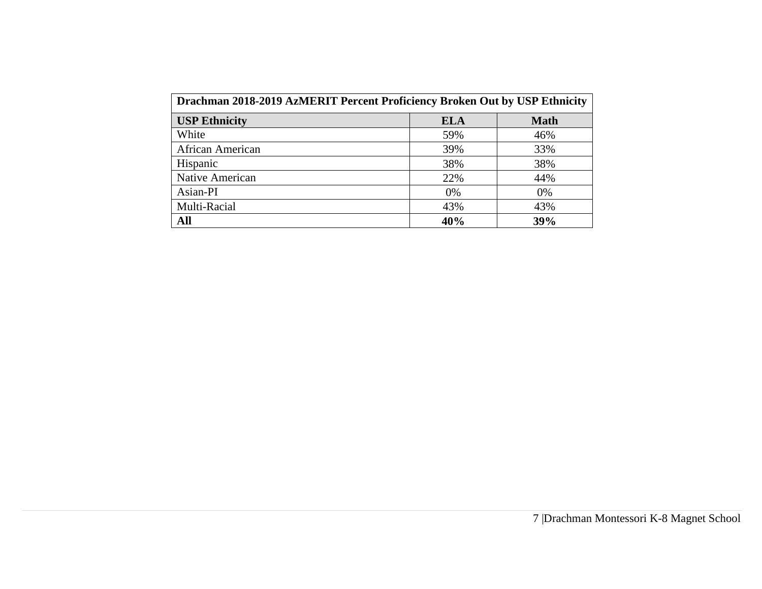| Drachman 2018-2019 AzMERIT Percent Proficiency Broken Out by USP Ethnicity | | |
|---|---|---|
| **USP Ethnicity** | **ELA** | **Math** |
| White | 59% | 46% |
| African American | 39% | 33% |
| Hispanic | 38% | 38% |
| Native American | 22% | 44% |
| Asian-PI | 0% | 0% |
| Multi-Racial | 43% | 43% |
| **All** | **40%** | **39%** |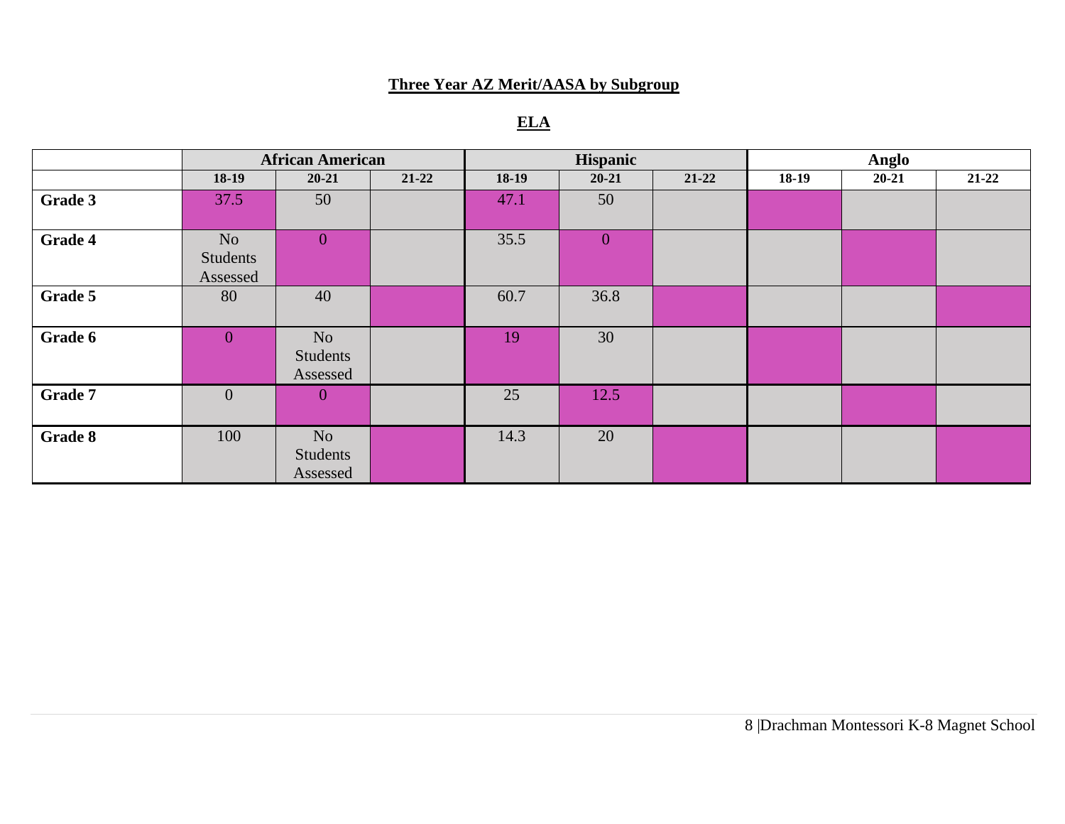**Three Year AZ Merit/AASA by Subgroup**

**ELA**

| | African American | | | Hispanic | | | Anglo | | |
|---|---|---|---|---|---|---|---|---|---|
| | 18-19 | 20-21 | 21-22 | 18-19 | 20-21 | 21-22 | 18-19 | 20-21 | 21-22 |
| **Grade 3** | 37.5 | 50 | | 47.1 | 50 | | | | |
| **Grade 4** | No Students Assessed | 0 | | 35.5 | 0 | | | | |
| **Grade 5** | 80 | 40 | | 60.7 | 36.8 | | | | |
| **Grade 6** | 0 | No Students Assessed | | 19 | 30 | | | | |
| **Grade 7** | 0 | 0 | | 25 | 12.5 | | | | |
| **Grade 8** | 100 | No Students Assessed | | 14.3 | 20 | | | | |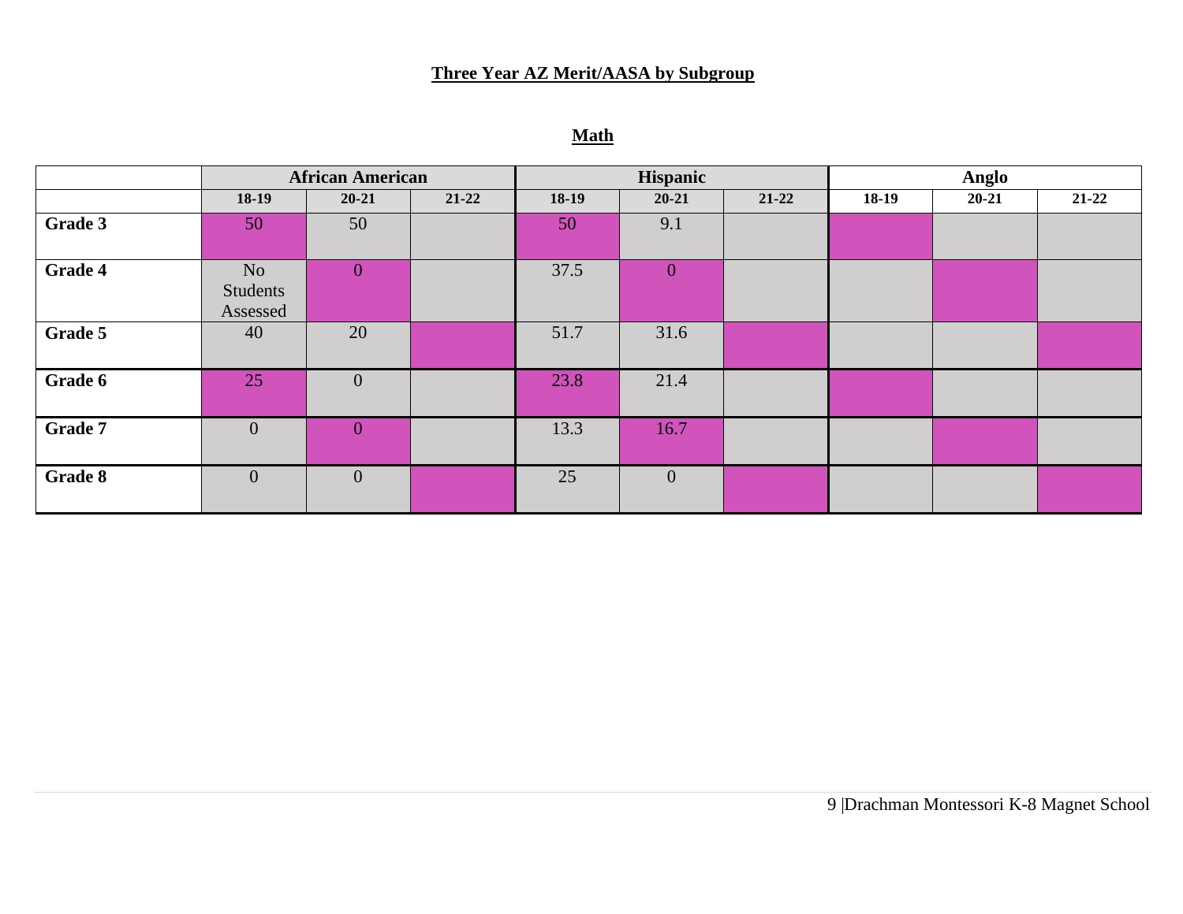**Three Year AZ Merit/AASA by Subgroup**

**Math**

| | African American | | | Hispanic | | | Anglo | | |
|---|---|---|---|---|---|---|---|---|---|
| | 18-19 | 20-21 | 21-22 | 18-19 | 20-21 | 21-22 | 18-19 | 20-21 | 21-22 |
| **Grade 3** | 50 | 50 | | 50 | 9.1 | | | | |
| **Grade 4** | No Students Assessed | 0 | | 37.5 | 0 | | | | |
| **Grade 5** | 40 | 20 | | 51.7 | 31.6 | | | | |
| **Grade 6** | 25 | 0 | | 23.8 | 21.4 | | | | |
| **Grade 7** | 0 | 0 | | 13.3 | 16.7 | | | | |
| **Grade 8** | 0 | 0 | | 25 | 0 | | | | |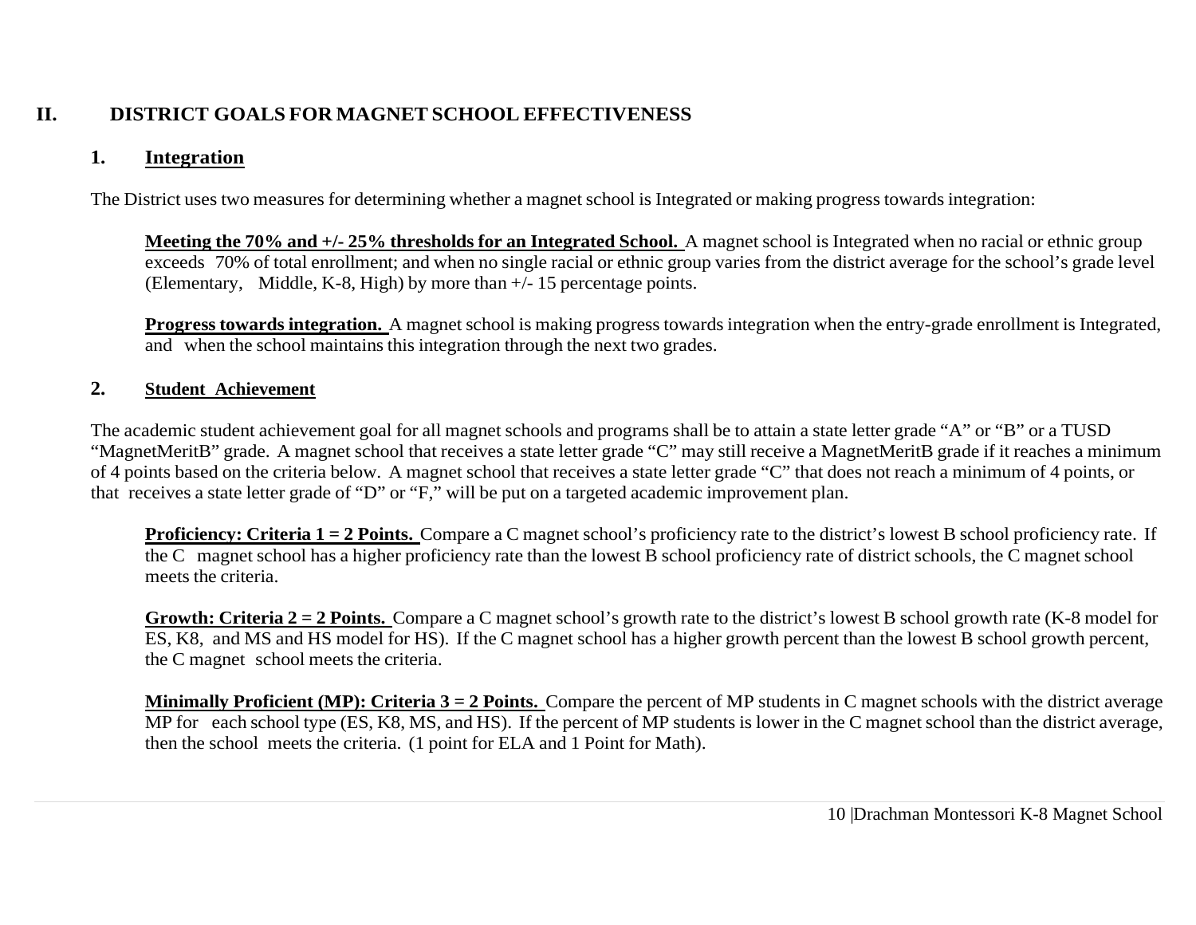## II. DISTRICT GOALS FOR MAGNET SCHOOL EFFECTIVENESS

### 1. Integration

The District uses two measures for determining whether a magnet school is Integrated or making progress towards integration:

**Meeting the 70% and +/- 25% thresholds for an Integrated School.** A magnet school is Integrated when no racial or ethnic group exceeds 70% of total enrollment; and when no single racial or ethnic group varies from the district average for the school's grade level (Elementary, Middle, K-8, High) by more than +/- 15 percentage points.

**Progress towards integration.** A magnet school is making progress towards integration when the entry-grade enrollment is Integrated, and when the school maintains this integration through the next two grades.

### 2. Student Achievement

The academic student achievement goal for all magnet schools and programs shall be to attain a state letter grade "A" or "B" or a TUSD "MagnetMeritB" grade. A magnet school that receives a state letter grade "C" may still receive a MagnetMeritB grade if it reaches a minimum of 4 points based on the criteria below. A magnet school that receives a state letter grade "C" that does not reach a minimum of 4 points, or that receives a state letter grade of "D" or "F," will be put on a targeted academic improvement plan.

**Proficiency: Criteria 1 = 2 Points.** Compare a C magnet school's proficiency rate to the district's lowest B school proficiency rate. If the C magnet school has a higher proficiency rate than the lowest B school proficiency rate of district schools, the C magnet school meets the criteria.

**Growth: Criteria 2 = 2 Points.** Compare a C magnet school's growth rate to the district's lowest B school growth rate (K-8 model for ES, K8, and MS and HS model for HS). If the C magnet school has a higher growth percent than the lowest B school growth percent, the C magnet school meets the criteria.

**Minimally Proficient (MP): Criteria 3 = 2 Points.** Compare the percent of MP students in C magnet schools with the district average MP for each school type (ES, K8, MS, and HS). If the percent of MP students is lower in the C magnet school than the district average, then the school meets the criteria. (1 point for ELA and 1 Point for Math).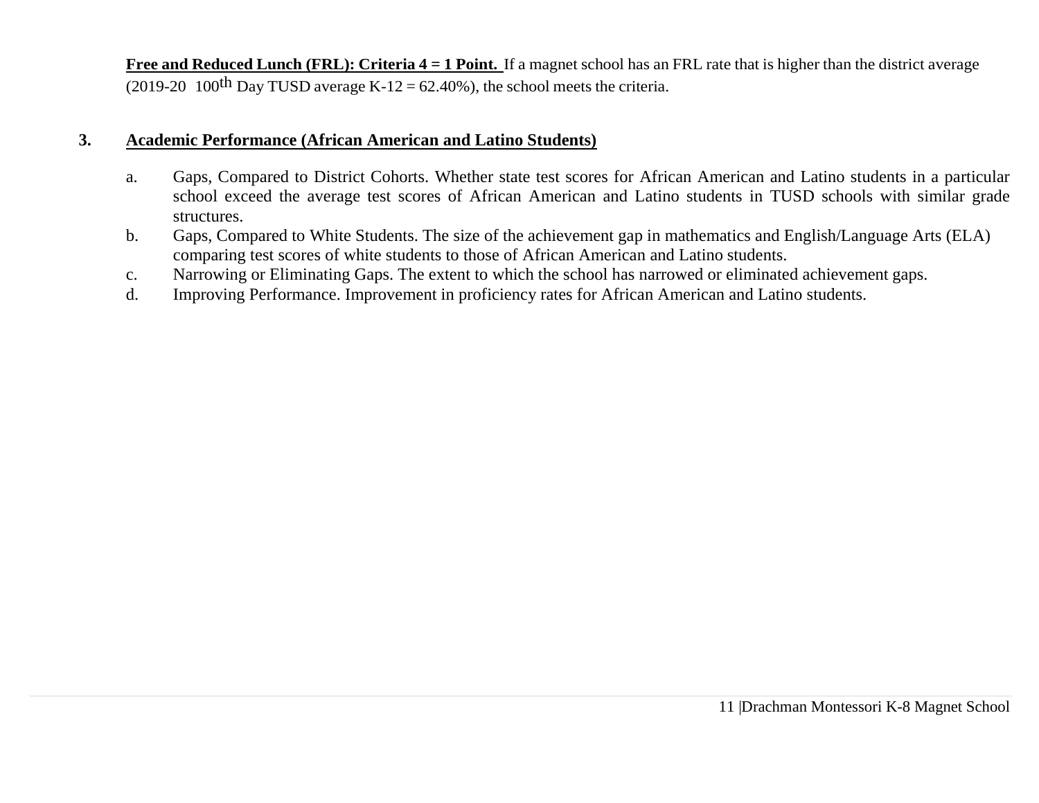**Free and Reduced Lunch (FRL): Criteria 4 = 1 Point.** If a magnet school has an FRL rate that is higher than the district average (2019-20 100th Day TUSD average K-12 = 62.40%), the school meets the criteria.

3. **Academic Performance (African American and Latino Students)**

    a. Gaps, Compared to District Cohorts. Whether state test scores for African American and Latino students in a particular school exceed the average test scores of African American and Latino students in TUSD schools with similar grade structures.

    b. Gaps, Compared to White Students. The size of the achievement gap in mathematics and English/Language Arts (ELA) comparing test scores of white students to those of African American and Latino students.

    c. Narrowing or Eliminating Gaps. The extent to which the school has narrowed or eliminated achievement gaps.

    d. Improving Performance. Improvement in proficiency rates for African American and Latino students.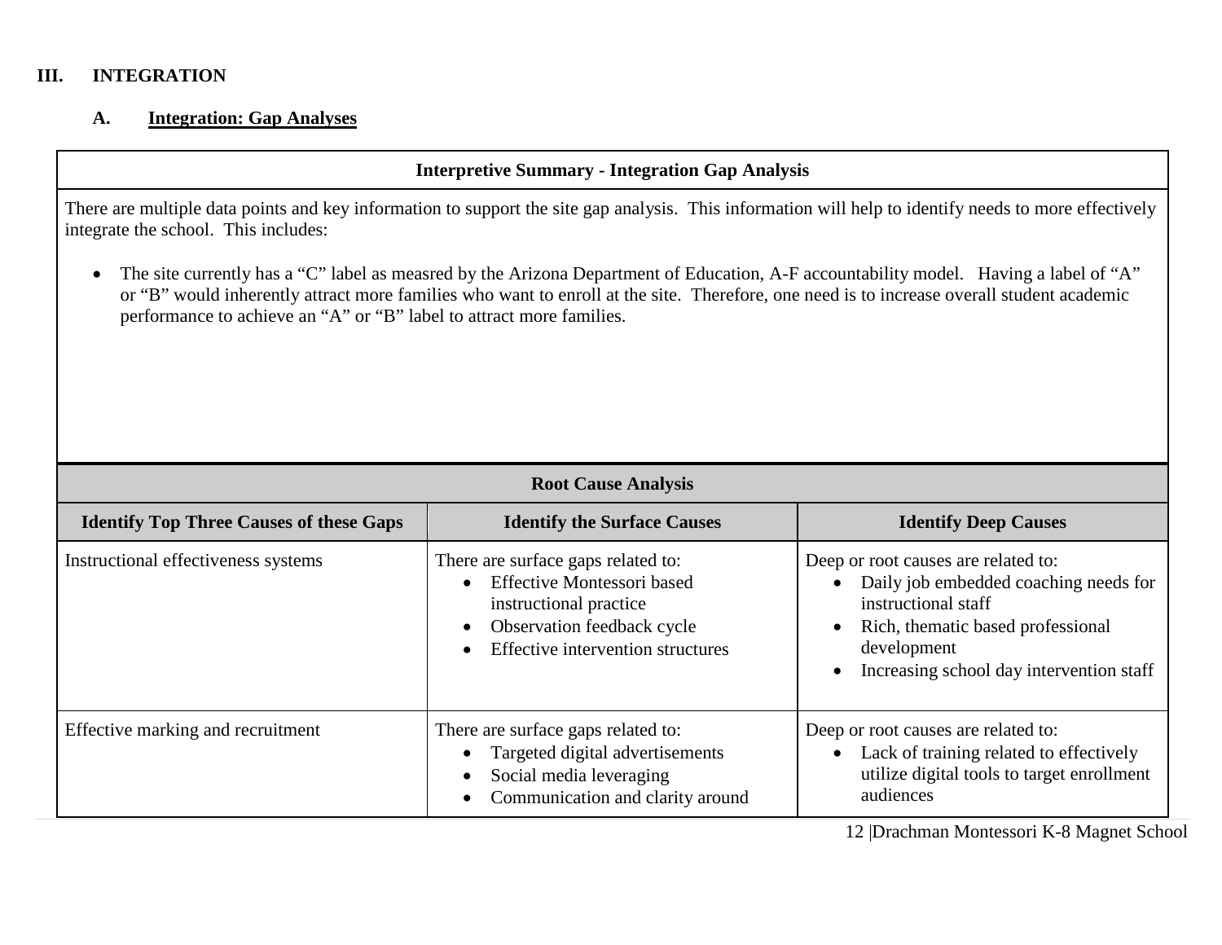# III. INTEGRATION

## A. Integration: Gap Analyses

**Interpretive Summary - Integration Gap Analysis**

There are multiple data points and key information to support the site gap analysis. This information will help to identify needs to more effectively integrate the school. This includes:

- The site currently has a "C" label as measred by the Arizona Department of Education, A-F accountability model. Having a label of "A" or "B" would inherently attract more families who want to enroll at the site. Therefore, one need is to increase overall student academic performance to achieve an "A" or "B" label to attract more families.

**Root Cause Analysis**

| Identify Top Three Causes of these Gaps | Identify the Surface Causes | Identify Deep Causes |
|---|---|---|
| Instructional effectiveness systems | There are surface gaps related to:<br>• Effective Montessori based instructional practice<br>• Observation feedback cycle<br>• Effective intervention structures | Deep or root causes are related to:<br>• Daily job embedded coaching needs for instructional staff<br>• Rich, thematic based professional development<br>• Increasing school day intervention staff |
| Effective marking and recruitment | There are surface gaps related to:<br>• Targeted digital advertisements<br>• Social media leveraging<br>• Communication and clarity around | Deep or root causes are related to:<br>• Lack of training related to effectively utilize digital tools to target enrollment audiences |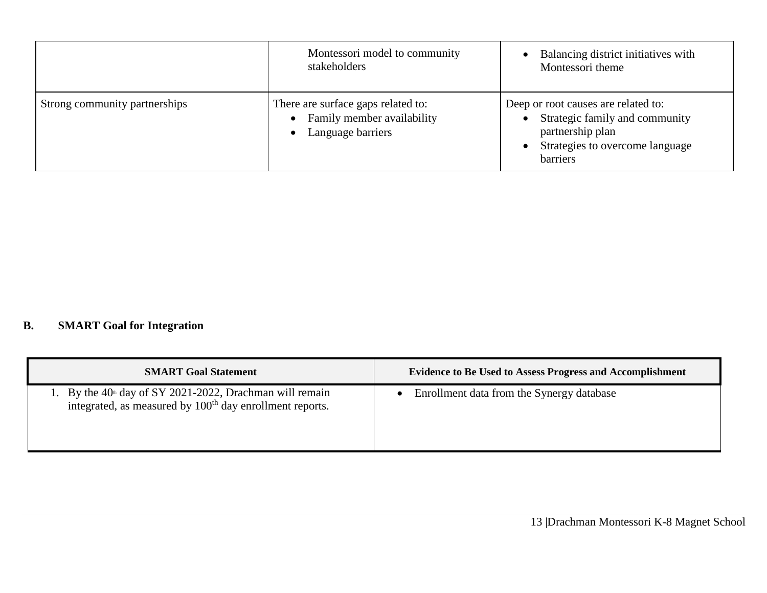| | | |
|---|---|---|
| | Montessori model to community stakeholders | • Balancing district initiatives with Montessori theme |
| Strong community partnerships | There are surface gaps related to:<br>• Family member availability<br>• Language barriers | Deep or root causes are related to:<br>• Strategic family and community partnership plan<br>• Strategies to overcome language barriers |

**B. SMART Goal for Integration**

| SMART Goal Statement | Evidence to Be Used to Assess Progress and Accomplishment |
|---|---|
| 1. By the 40th day of SY 2021-2022, Drachman will remain integrated, as measured by 100th day enrollment reports. | • Enrollment data from the Synergy database |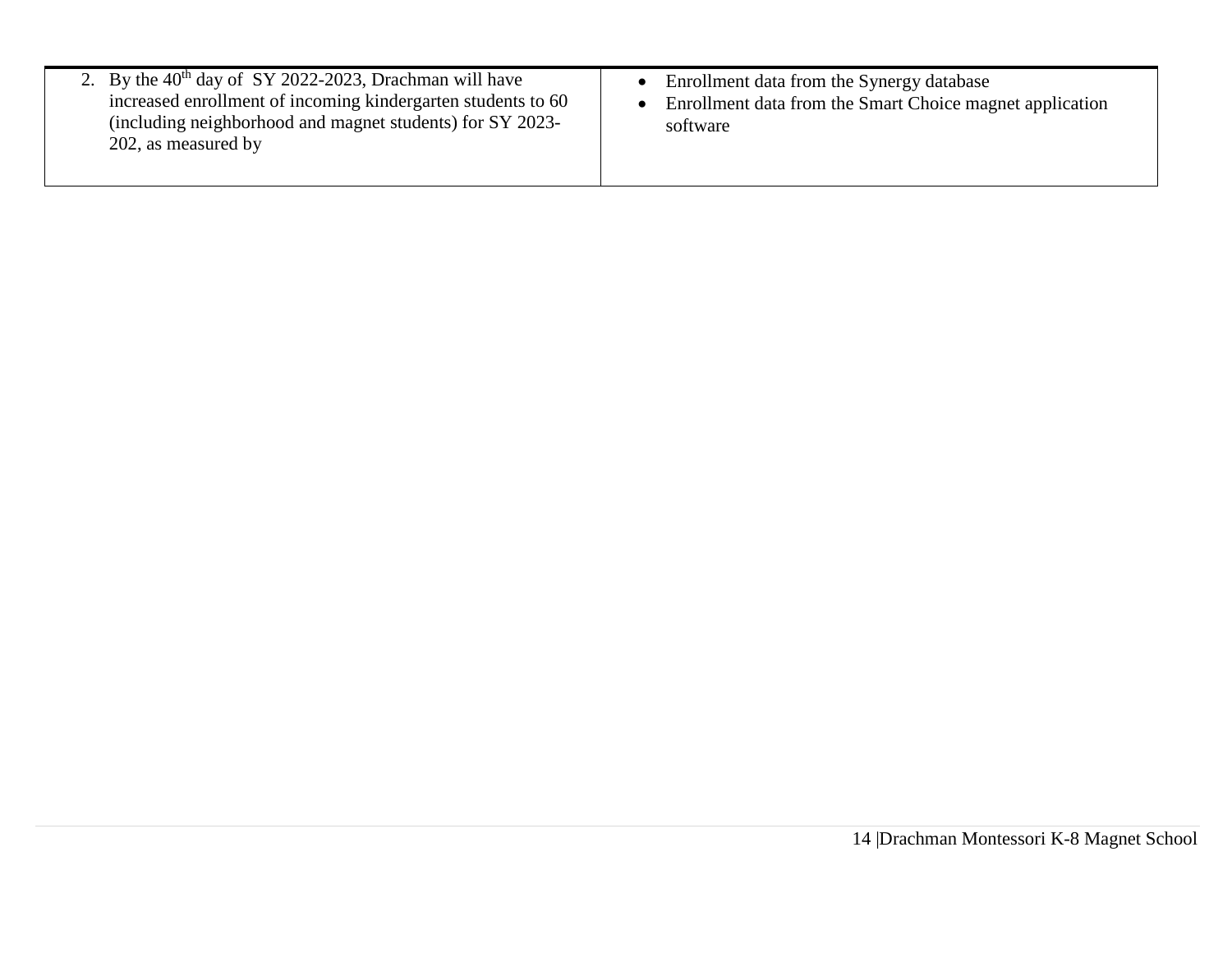| | |
|---|---|
| 2. By the 40th day of SY 2022-2023, Drachman will have increased enrollment of incoming kindergarten students to 60 (including neighborhood and magnet students) for SY 2023-202, as measured by | • Enrollment data from the Synergy database<br>• Enrollment data from the Smart Choice magnet application software |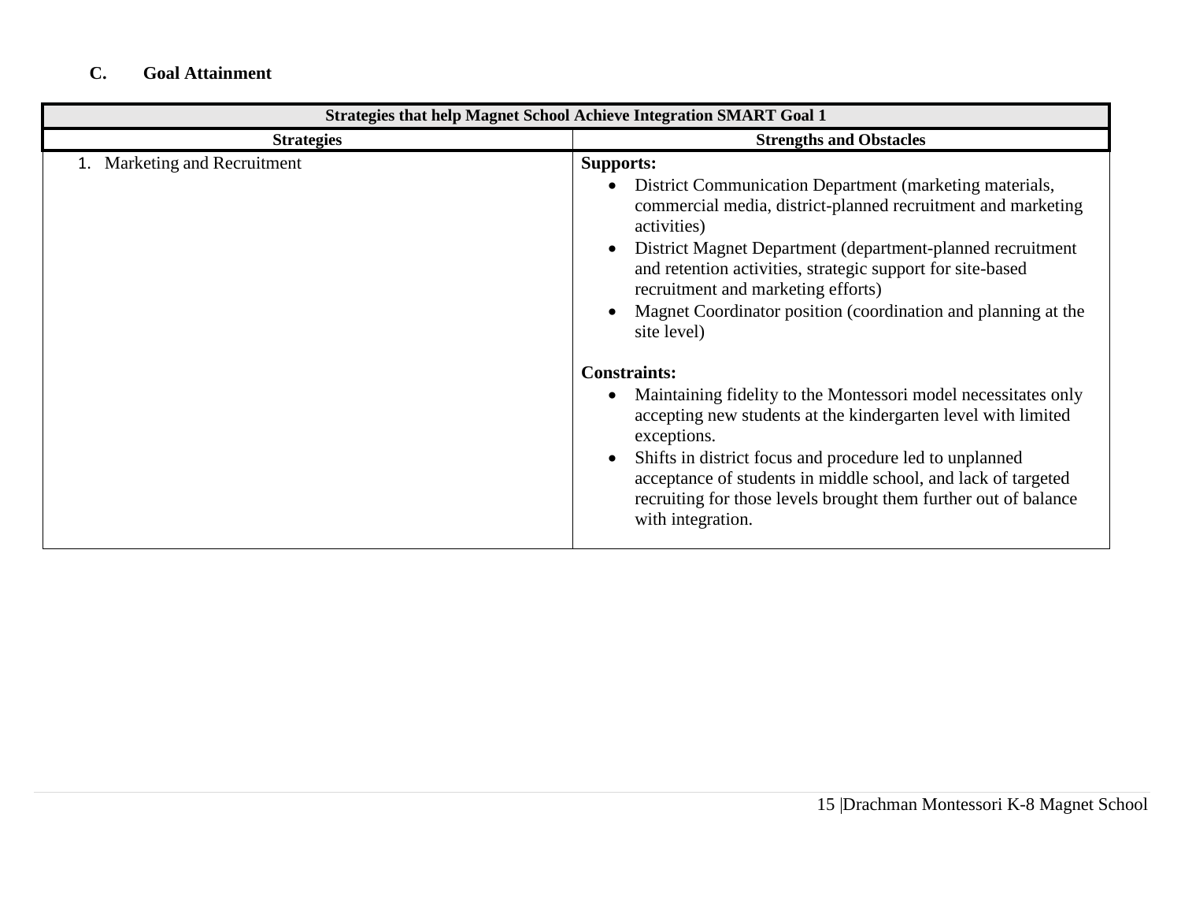### C. Goal Attainment

| Strategies that help Magnet School Achieve Integration SMART Goal 1 | |
|---|---|
| **Strategies** | **Strengths and Obstacles** |
| 1. Marketing and Recruitment | **Supports:**<br>• District Communication Department (marketing materials, commercial media, district-planned recruitment and marketing activities)<br>• District Magnet Department (department-planned recruitment and retention activities, strategic support for site-based recruitment and marketing efforts)<br>• Magnet Coordinator position (coordination and planning at the site level)<br><br>**Constraints:**<br>• Maintaining fidelity to the Montessori model necessitates only accepting new students at the kindergarten level with limited exceptions.<br>• Shifts in district focus and procedure led to unplanned acceptance of students in middle school, and lack of targeted recruiting for those levels brought them further out of balance with integration. |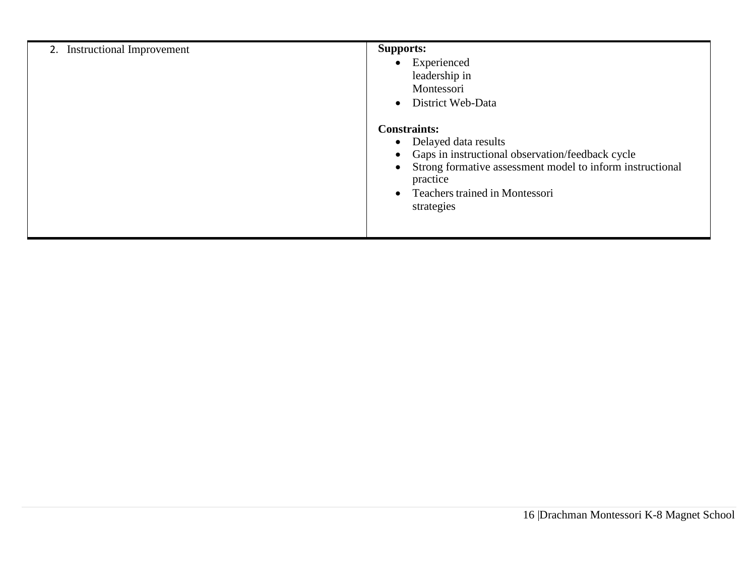| 2. Instructional Improvement | **Supports:**<br>• Experienced leadership in Montessori<br>• District Web-Data<br><br>**Constraints:**<br>• Delayed data results<br>• Gaps in instructional observation/feedback cycle<br>• Strong formative assessment model to inform instructional practice<br>• Teachers trained in Montessori strategies |
|---|---|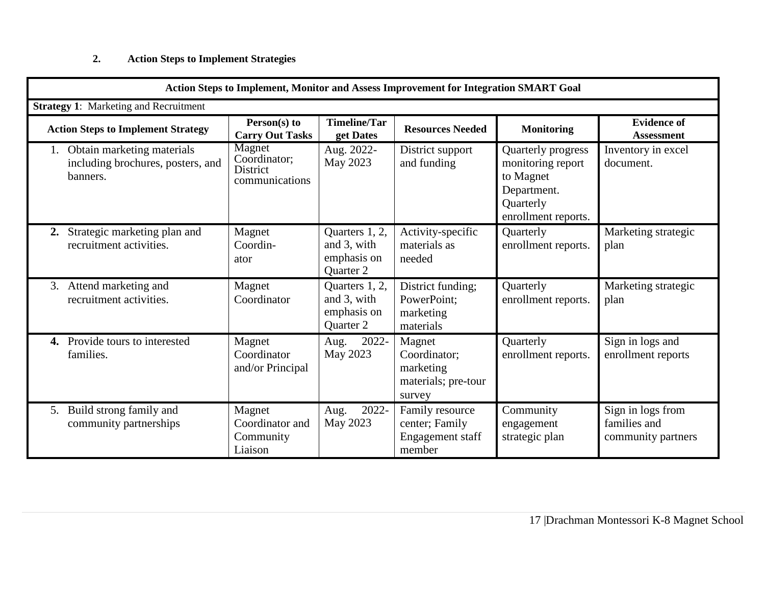**2. Action Steps to Implement Strategies**

| Action Steps to Implement, Monitor and Assess Improvement for Integration SMART Goal | | | | | |
|---|---|---|---|---|---|
| **Strategy 1**: Marketing and Recruitment | | | | | |
| **Action Steps to Implement Strategy** | **Person(s) to Carry Out Tasks** | **Timeline/Target Dates** | **Resources Needed** | **Monitoring** | **Evidence of Assessment** |
| 1. Obtain marketing materials including brochures, posters, and banners. | Magnet Coordinator; District communications | Aug. 2022-May 2023 | District support and funding | Quarterly progress monitoring report to Magnet Department. Quarterly enrollment reports. | Inventory in excel document. |
| **2.** Strategic marketing plan and recruitment activities. | Magnet Coordin-ator | Quarters 1, 2, and 3, with emphasis on Quarter 2 | Activity-specific materials as needed | Quarterly enrollment reports. | Marketing strategic plan |
| 3. Attend marketing and recruitment activities. | Magnet Coordinator | Quarters 1, 2, and 3, with emphasis on Quarter 2 | District funding; PowerPoint; marketing materials | Quarterly enrollment reports. | Marketing strategic plan |
| **4.** Provide tours to interested families. | Magnet Coordinator and/or Principal | Aug. 2022-May 2023 | Magnet Coordinator; marketing materials; pre-tour survey | Quarterly enrollment reports. | Sign in logs and enrollment reports |
| 5. Build strong family and community partnerships | Magnet Coordinator and Community Liaison | Aug. 2022-May 2023 | Family resource center; Family Engagement staff member | Community engagement strategic plan | Sign in logs from families and community partners |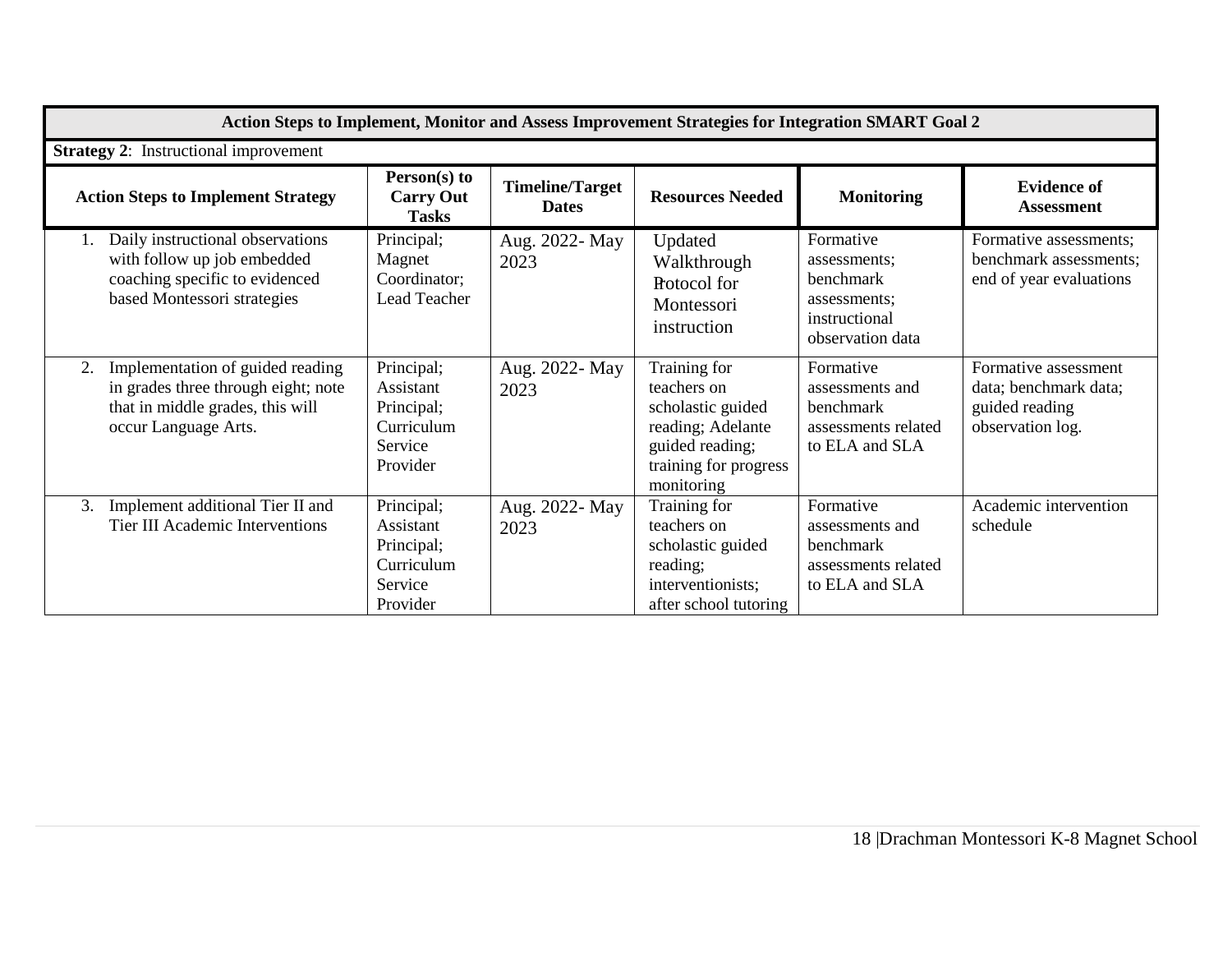| Action Steps to Implement, Monitor and Assess Improvement Strategies for Integration SMART Goal 2 | | | | | |
|---|---|---|---|---|---|
| **Strategy 2**: Instructional improvement | | | | | |
| **Action Steps to Implement Strategy** | **Person(s) to Carry Out Tasks** | **Timeline/Target Dates** | **Resources Needed** | **Monitoring** | **Evidence of Assessment** |
| 1. Daily instructional observations with follow up job embedded coaching specific to evidenced based Montessori strategies | Principal; Magnet Coordinator; Lead Teacher | Aug. 2022- May 2023 | Updated Walkthrough Protocol for Montessori instruction | Formative assessments; benchmark assessments; instructional observation data | Formative assessments; benchmark assessments; end of year evaluations |
| 2. Implementation of guided reading in grades three through eight; note that in middle grades, this will occur Language Arts. | Principal; Assistant Principal; Curriculum Service Provider | Aug. 2022- May 2023 | Training for teachers on scholastic guided reading; Adelante guided reading; training for progress monitoring | Formative assessments and benchmark assessments related to ELA and SLA | Formative assessment data; benchmark data; guided reading observation log. |
| 3. Implement additional Tier II and Tier III Academic Interventions | Principal; Assistant Principal; Curriculum Service Provider | Aug. 2022- May 2023 | Training for teachers on scholastic guided reading; interventionists; after school tutoring | Formative assessments and benchmark assessments related to ELA and SLA | Academic intervention schedule |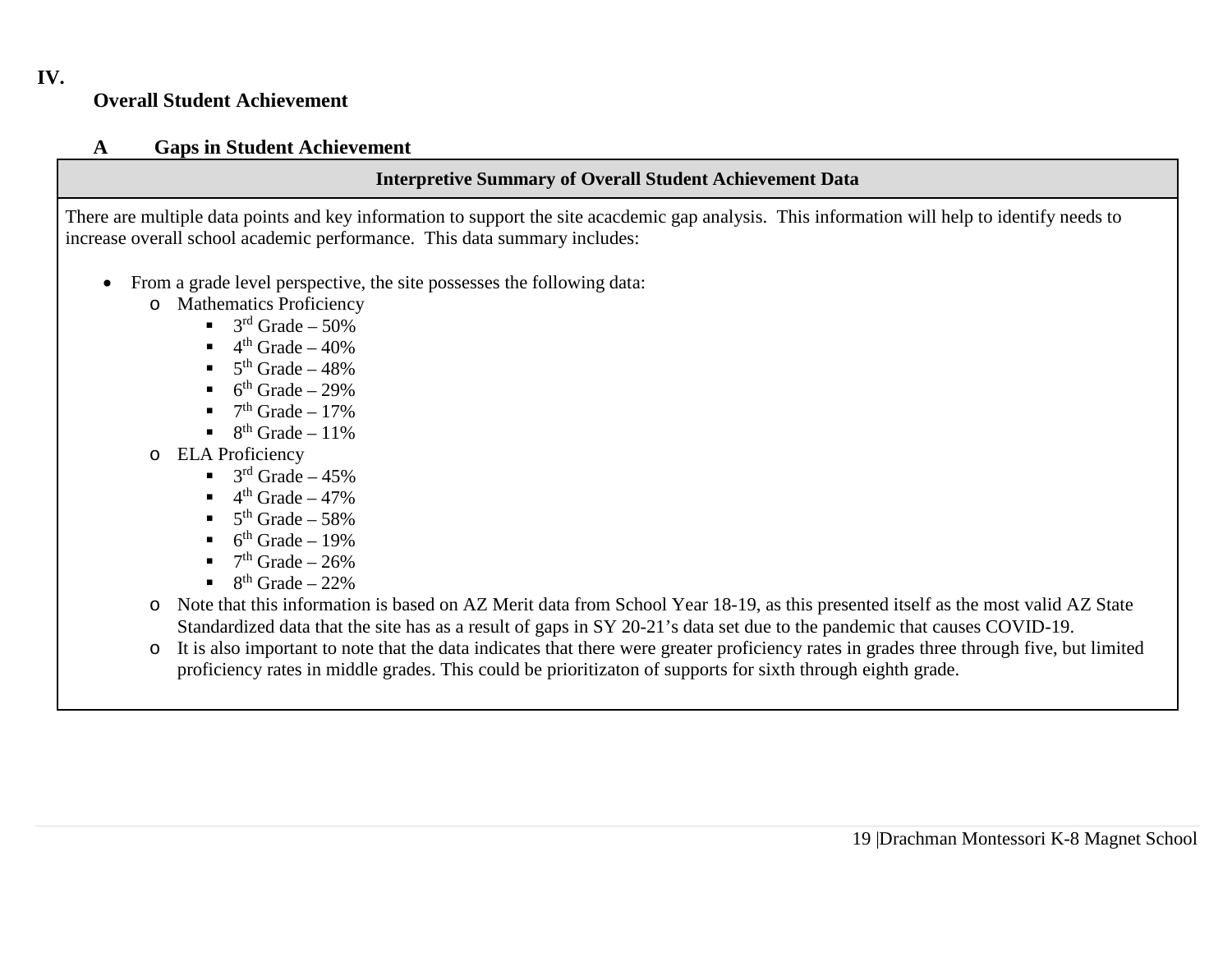# IV. Overall Student Achievement

## A Gaps in Student Achievement

| Interpretive Summary of Overall Student Achievement Data |
|---|
| There are multiple data points and key information to support the site acacdemic gap analysis. This information will help to identify needs to increase overall school academic performance. This data summary includes: |

- From a grade level perspective, the site possesses the following data:
  - Mathematics Proficiency
    - 3rd Grade – 50%
    - 4th Grade – 40%
    - 5th Grade – 48%
    - 6th Grade – 29%
    - 7th Grade – 17%
    - 8th Grade – 11%
  - ELA Proficiency
    - 3rd Grade – 45%
    - 4th Grade – 47%
    - 5th Grade – 58%
    - 6th Grade – 19%
    - 7th Grade – 26%
    - 8th Grade – 22%
  - Note that this information is based on AZ Merit data from School Year 18-19, as this presented itself as the most valid AZ State Standardized data that the site has as a result of gaps in SY 20-21's data set due to the pandemic that causes COVID-19.
  - It is also important to note that the data indicates that there were greater proficiency rates in grades three through five, but limited proficiency rates in middle grades. This could be prioritizaton of supports for sixth through eighth grade.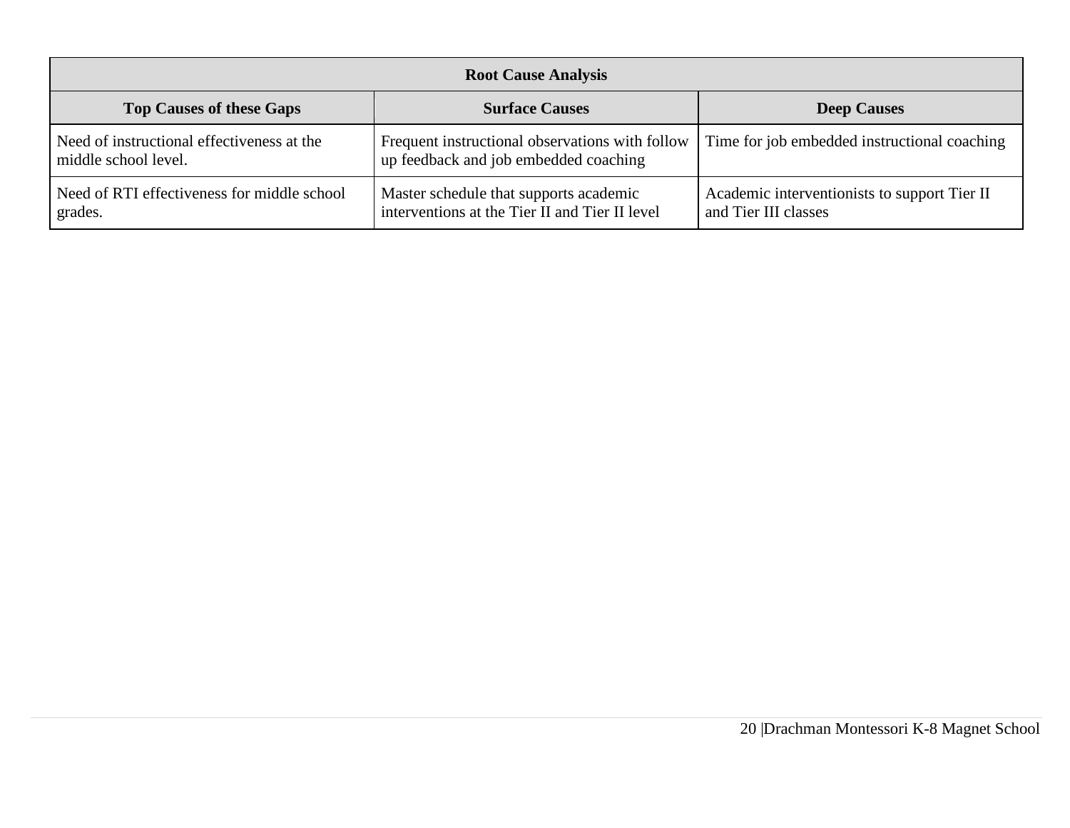| Root Cause Analysis | | |
|---|---|---|
| **Top Causes of these Gaps** | **Surface Causes** | **Deep Causes** |
| Need of instructional effectiveness at the middle school level. | Frequent instructional observations with follow up feedback and job embedded coaching | Time for job embedded instructional coaching |
| Need of RTI effectiveness for middle school grades. | Master schedule that supports academic interventions at the Tier II and Tier II level | Academic interventionists to support Tier II and Tier III classes |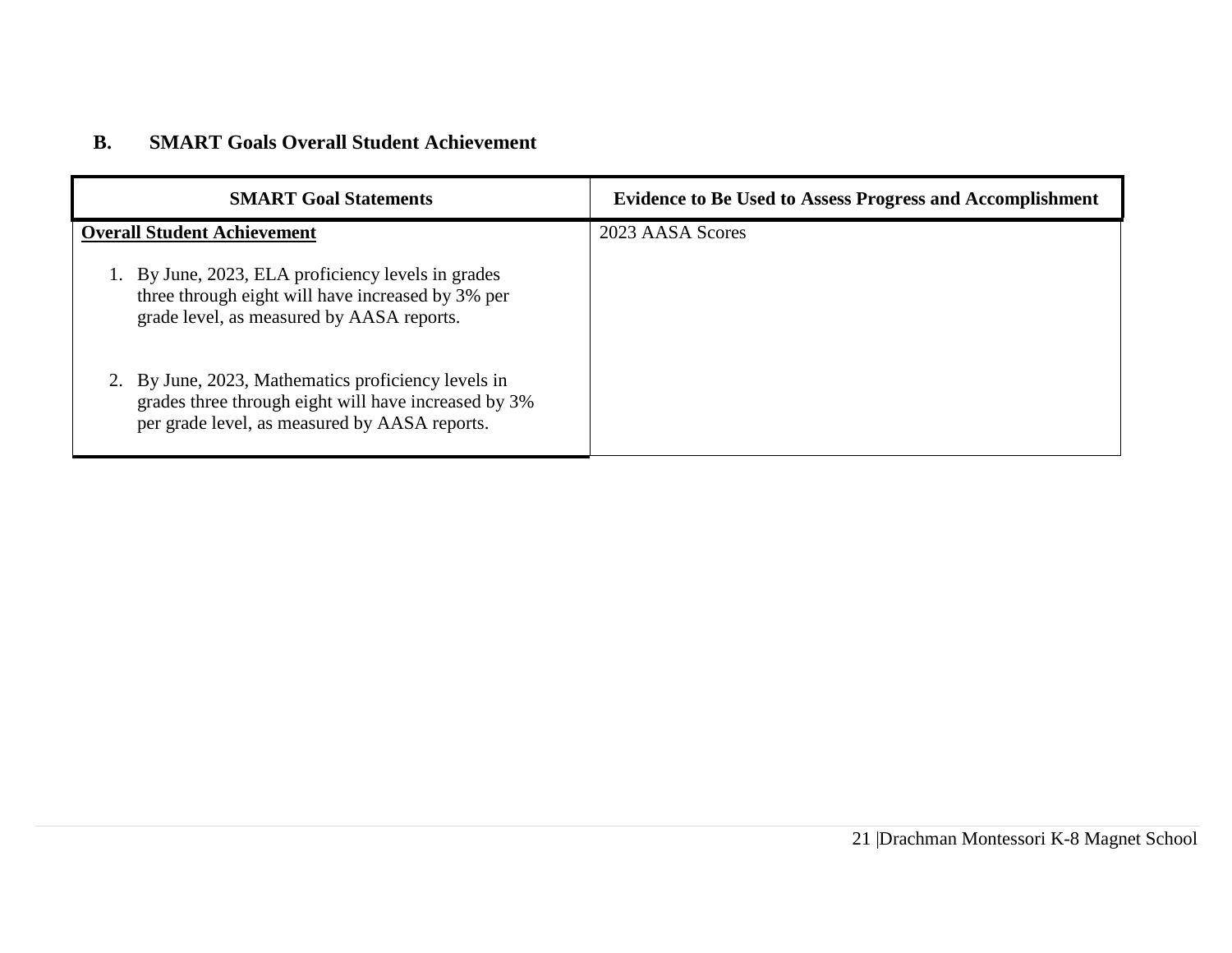## B. SMART Goals Overall Student Achievement

| SMART Goal Statements | Evidence to Be Used to Assess Progress and Accomplishment |
|---|---|
| **<u>Overall Student Achievement</u>**<br><br>1. By June, 2023, ELA proficiency levels in grades three through eight will have increased by 3% per grade level, as measured by AASA reports.<br><br>2. By June, 2023, Mathematics proficiency levels in grades three through eight will have increased by 3% per grade level, as measured by AASA reports. | 2023 AASA Scores |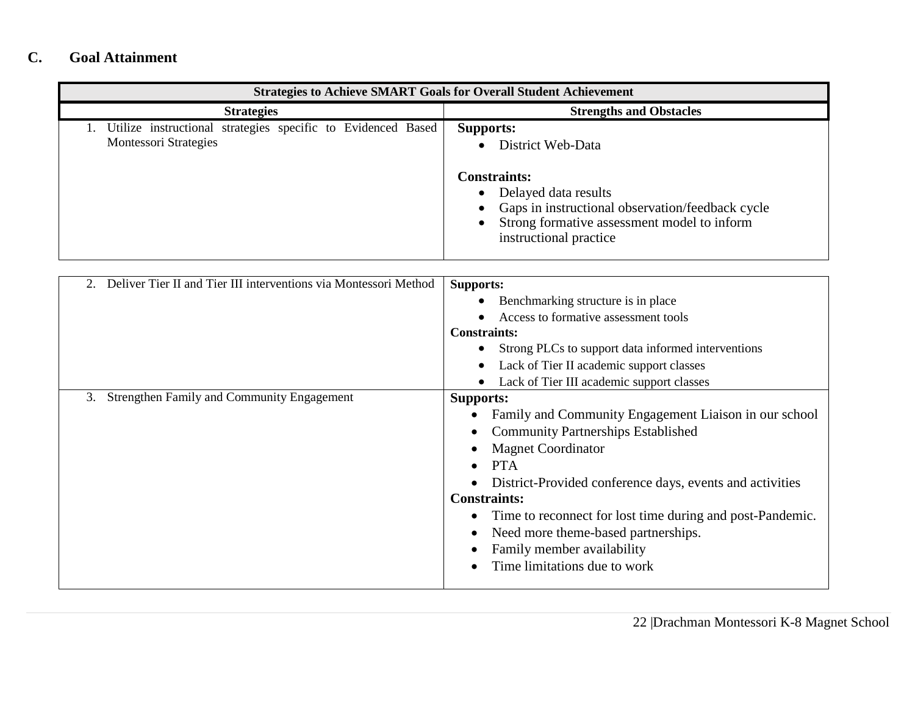## C. Goal Attainment

| Strategies to Achieve SMART Goals for Overall Student Achievement | |
|---|---|
| **Strategies** | **Strengths and Obstacles** |
| 1. Utilize instructional strategies specific to Evidenced Based Montessori Strategies | **Supports:**<br>• District Web-Data<br><br>**Constraints:**<br>• Delayed data results<br>• Gaps in instructional observation/feedback cycle<br>• Strong formative assessment model to inform instructional practice |
| 2. Deliver Tier II and Tier III interventions via Montessori Method | **Supports:**<br>• Benchmarking structure is in place<br>• Access to formative assessment tools<br>**Constraints:**<br>• Strong PLCs to support data informed interventions<br>• Lack of Tier II academic support classes<br>• Lack of Tier III academic support classes |
| 3. Strengthen Family and Community Engagement | **Supports:**<br>• Family and Community Engagement Liaison in our school<br>• Community Partnerships Established<br>• Magnet Coordinator<br>• PTA<br>• District-Provided conference days, events and activities<br>**Constraints:**<br>• Time to reconnect for lost time during and post-Pandemic.<br>• Need more theme-based partnerships.<br>• Family member availability<br>• Time limitations due to work |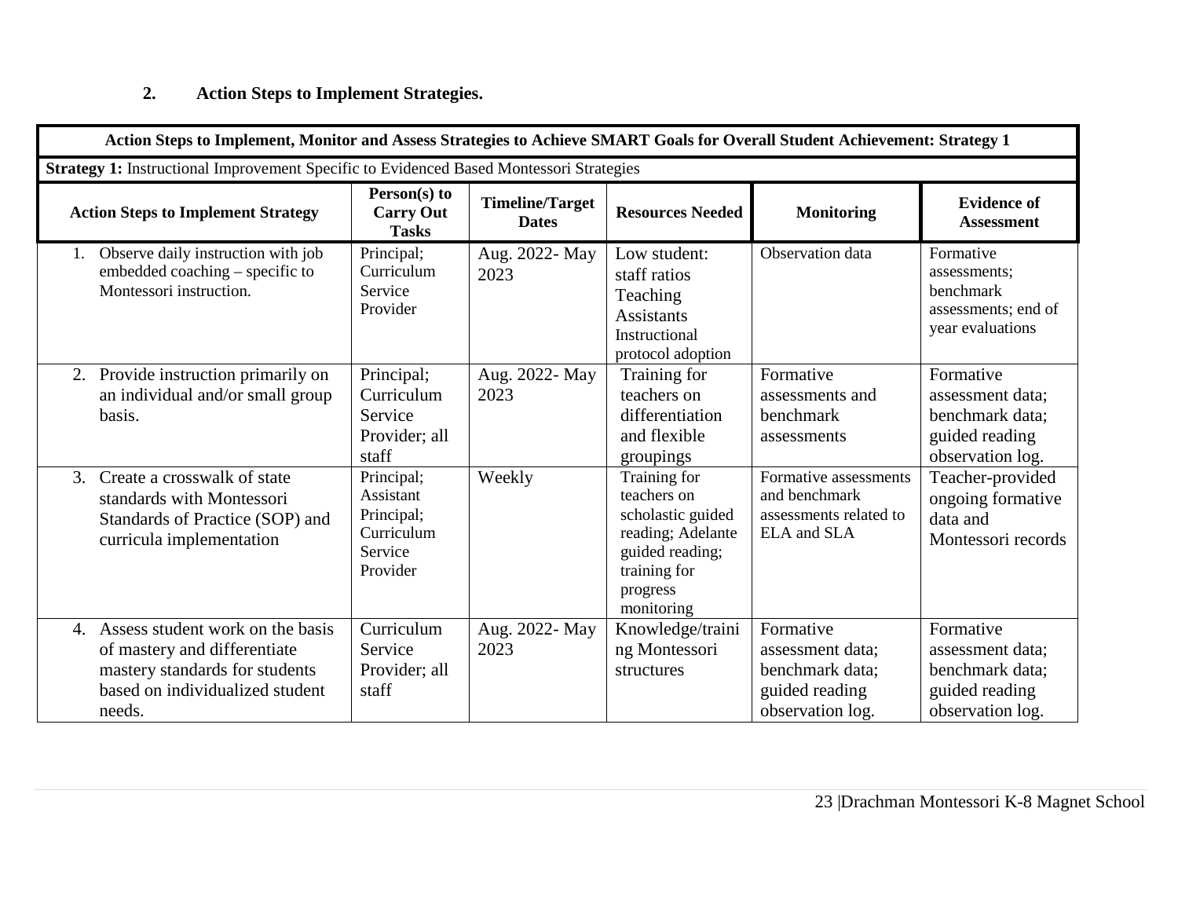**2. Action Steps to Implement Strategies.**

| Action Steps to Implement, Monitor and Assess Strategies to Achieve SMART Goals for Overall Student Achievement: Strategy 1 | | | | | |
|---|---|---|---|---|---|
| **Strategy 1:** Instructional Improvement Specific to Evidenced Based Montessori Strategies | | | | | |
| **Action Steps to Implement Strategy** | **Person(s) to Carry Out Tasks** | **Timeline/Target Dates** | **Resources Needed** | **Monitoring** | **Evidence of Assessment** |
| 1. Observe daily instruction with job embedded coaching – specific to Montessori instruction. | Principal; Curriculum Service Provider | Aug. 2022- May 2023 | Low student: staff ratios Teaching Assistants Instructional protocol adoption | Observation data | Formative assessments; benchmark assessments; end of year evaluations |
| 2. Provide instruction primarily on an individual and/or small group basis. | Principal; Curriculum Service Provider; all staff | Aug. 2022- May 2023 | Training for teachers on differentiation and flexible groupings | Formative assessments and benchmark assessments | Formative assessment data; benchmark data; guided reading observation log. |
| 3. Create a crosswalk of state standards with Montessori Standards of Practice (SOP) and curricula implementation | Principal; Assistant Principal; Curriculum Service Provider | Weekly | Training for teachers on scholastic guided reading; Adelante guided reading; training for progress monitoring | Formative assessments and benchmark assessments related to ELA and SLA | Teacher-provided ongoing formative data and Montessori records |
| 4. Assess student work on the basis of mastery and differentiate mastery standards for students based on individualized student needs. | Curriculum Service Provider; all staff | Aug. 2022- May 2023 | Knowledge/training Montessori structures | Formative assessment data; benchmark data; guided reading observation log. | Formative assessment data; benchmark data; guided reading observation log. |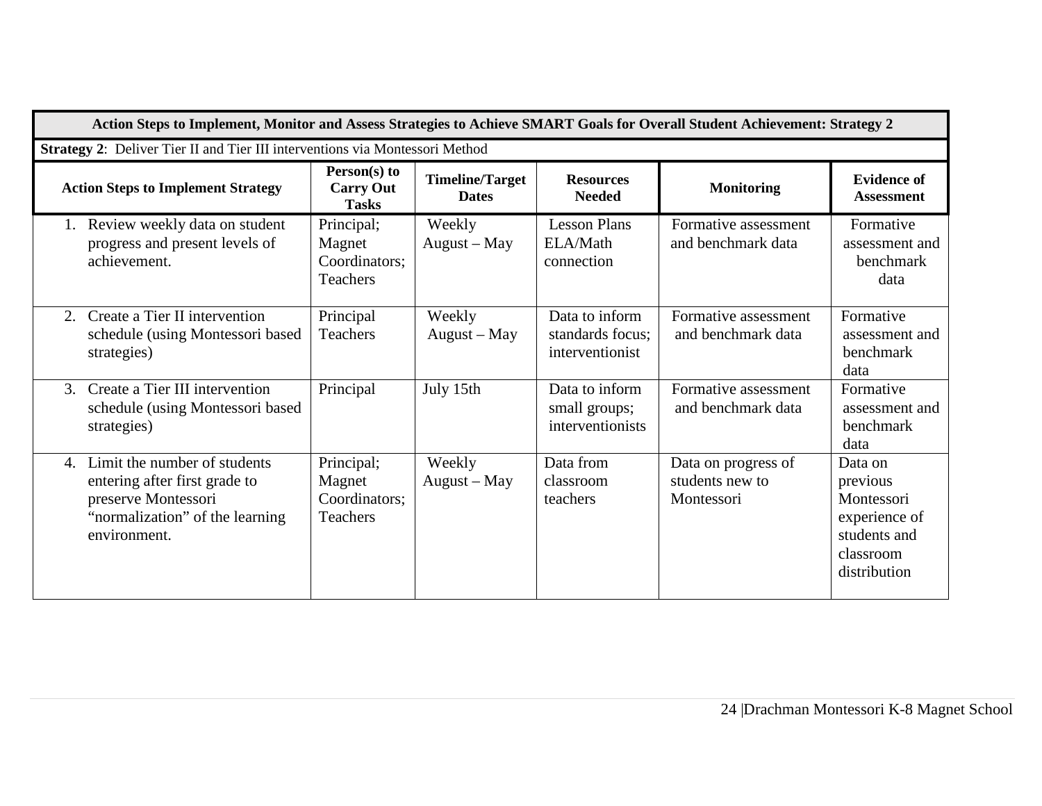| Action Steps to Implement, Monitor and Assess Strategies to Achieve SMART Goals for Overall Student Achievement: Strategy 2 | | | | | |
|---|---|---|---|---|---|
| **Strategy 2**: Deliver Tier II and Tier III interventions via Montessori Method | | | | | |
| **Action Steps to Implement Strategy** | **Person(s) to Carry Out Tasks** | **Timeline/Target Dates** | **Resources Needed** | **Monitoring** | **Evidence of Assessment** |
| 1. Review weekly data on student progress and present levels of achievement. | Principal; Magnet Coordinators; Teachers | Weekly August – May | Lesson Plans ELA/Math connection | Formative assessment and benchmark data | Formative assessment and benchmark data |
| 2. Create a Tier II intervention schedule (using Montessori based strategies) | Principal Teachers | Weekly August – May | Data to inform standards focus; interventionist | Formative assessment and benchmark data | Formative assessment and benchmark data |
| 3. Create a Tier III intervention schedule (using Montessori based strategies) | Principal | July 15th | Data to inform small groups; interventionists | Formative assessment and benchmark data | Formative assessment and benchmark data |
| 4. Limit the number of students entering after first grade to preserve Montessori "normalization" of the learning environment. | Principal; Magnet Coordinators; Teachers | Weekly August – May | Data from classroom teachers | Data on progress of students new to Montessori | Data on previous Montessori experience of students and classroom distribution |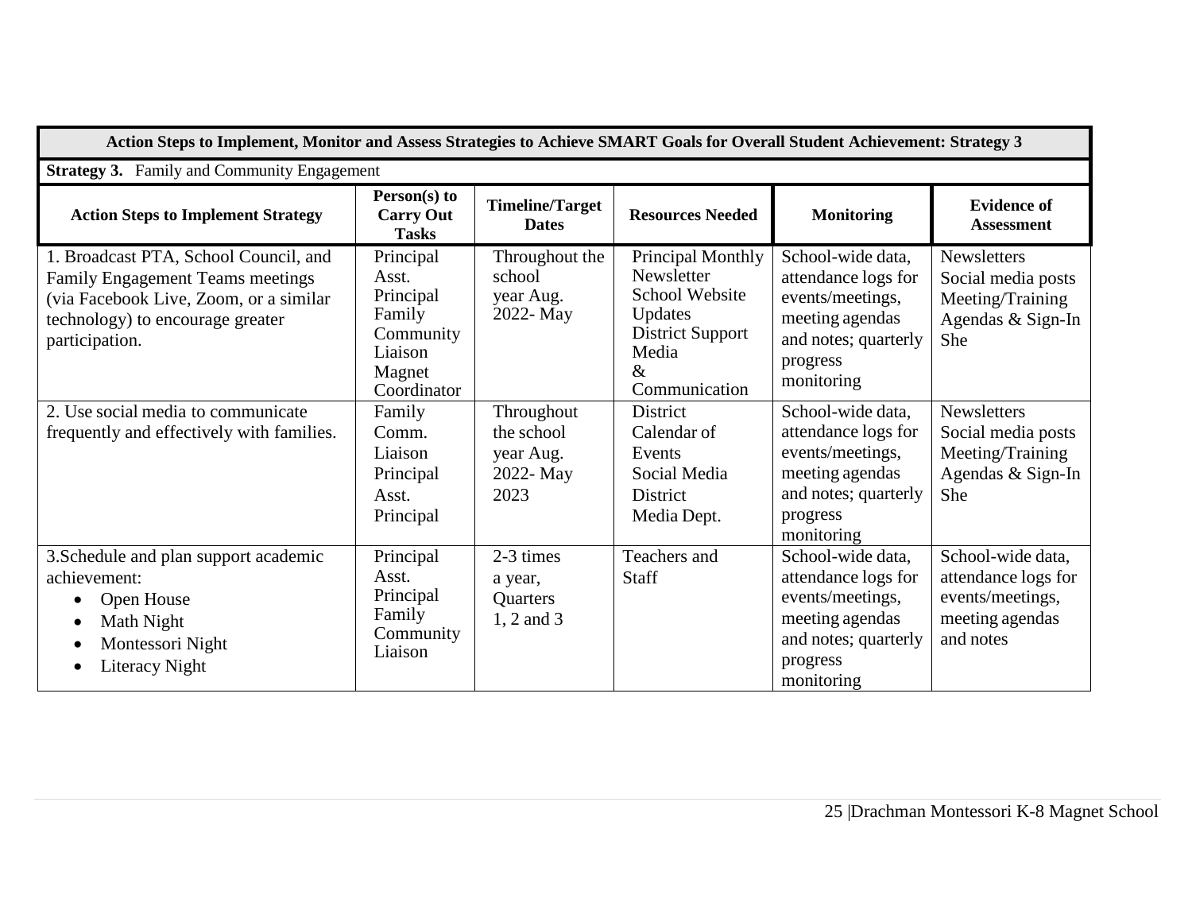| Action Steps to Implement, Monitor and Assess Strategies to Achieve SMART Goals for Overall Student Achievement: Strategy 3 | | | | | |
|---|---|---|---|---|---|
| **Strategy 3.** Family and Community Engagement | | | | | |
| **Action Steps to Implement Strategy** | **Person(s) to Carry Out Tasks** | **Timeline/Target Dates** | **Resources Needed** | **Monitoring** | **Evidence of Assessment** |
| 1. Broadcast PTA, School Council, and Family Engagement Teams meetings (via Facebook Live, Zoom, or a similar technology) to encourage greater participation. | Principal<br>Asst. Principal<br>Family Community Liaison<br>Magnet Coordinator | Throughout the school year Aug. 2022- May | Principal Monthly Newsletter<br>School Website Updates<br>District Support Media & Communication | School-wide data, attendance logs for events/meetings, meeting agendas and notes; quarterly progress monitoring | Newsletters<br>Social media posts<br>Meeting/Training Agendas & Sign-In She |
| 2. Use social media to communicate frequently and effectively with families. | Family Comm. Liaison<br>Principal<br>Asst. Principal | Throughout the school year Aug. 2022- May 2023 | District Calendar of Events<br>Social Media<br>District Media Dept. | School-wide data, attendance logs for events/meetings, meeting agendas and notes; quarterly progress monitoring | Newsletters<br>Social media posts<br>Meeting/Training Agendas & Sign-In She |
| 3.Schedule and plan support academic achievement:<br>• Open House<br>• Math Night<br>• Montessori Night<br>• Literacy Night | Principal<br>Asst. Principal<br>Family Community Liaison | 2-3 times a year, Quarters 1, 2 and 3 | Teachers and Staff | School-wide data, attendance logs for events/meetings, meeting agendas and notes; quarterly progress monitoring | School-wide data, attendance logs for events/meetings, meeting agendas and notes |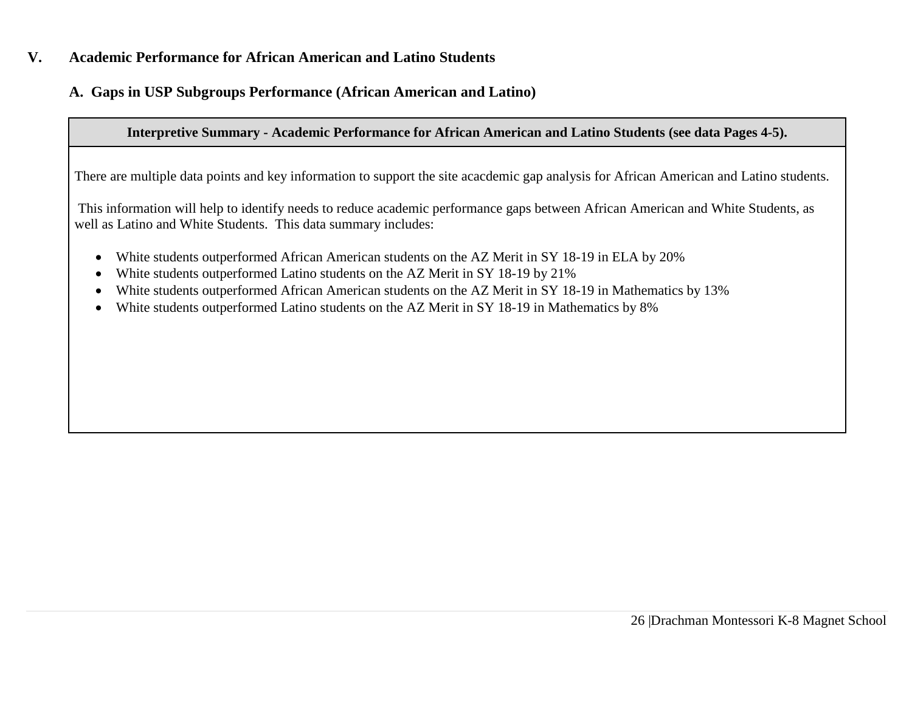## V. Academic Performance for African American and Latino Students

### A. Gaps in USP Subgroups Performance (African American and Latino)

| Interpretive Summary - Academic Performance for African American and Latino Students (see data Pages 4-5). |
|---|
| There are multiple data points and key information to support the site acacdemic gap analysis for African American and Latino students.<br><br>This information will help to identify needs to reduce academic performance gaps between African American and White Students, as well as Latino and White Students. This data summary includes:<br><br>• White students outperformed African American students on the AZ Merit in SY 18-19 in ELA by 20%<br>• White students outperformed Latino students on the AZ Merit in SY 18-19 by 21%<br>• White students outperformed African American students on the AZ Merit in SY 18-19 in Mathematics by 13%<br>• White students outperformed Latino students on the AZ Merit in SY 18-19 in Mathematics by 8% |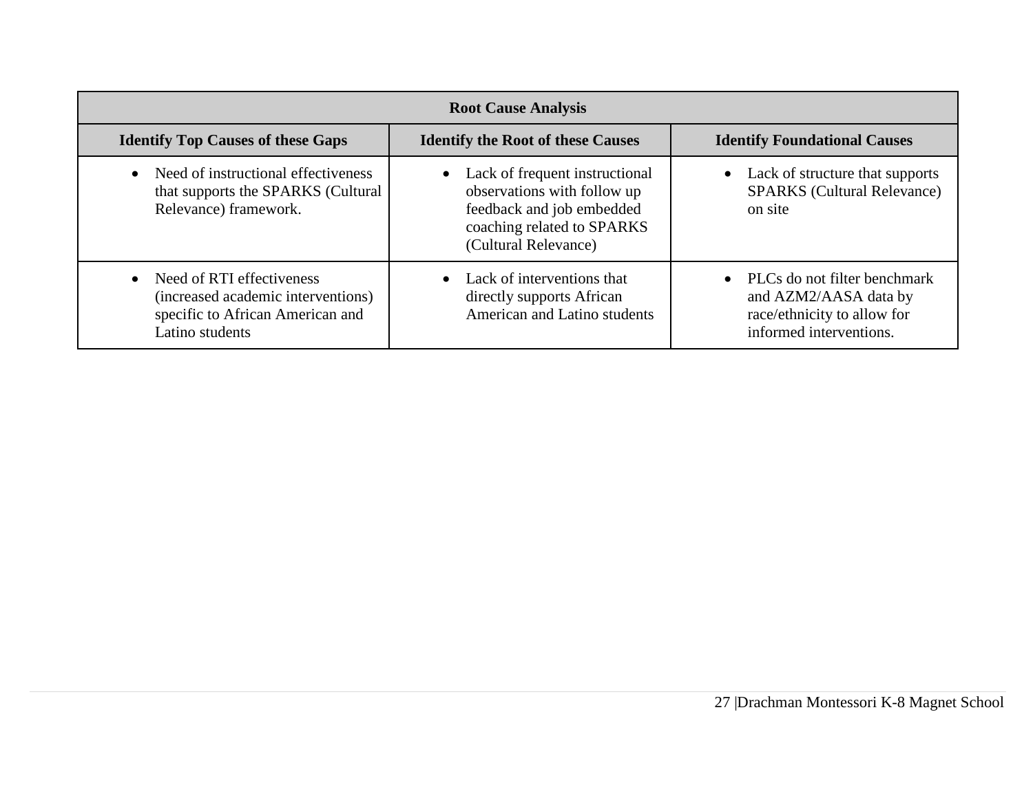| Root Cause Analysis | | |
|---|---|---|
| **Identify Top Causes of these Gaps** | **Identify the Root of these Causes** | **Identify Foundational Causes** |
| • Need of instructional effectiveness that supports the SPARKS (Cultural Relevance) framework. | • Lack of frequent instructional observations with follow up feedback and job embedded coaching related to SPARKS (Cultural Relevance) | • Lack of structure that supports SPARKS (Cultural Relevance) on site |
| • Need of RTI effectiveness (increased academic interventions) specific to African American and Latino students | • Lack of interventions that directly supports African American and Latino students | • PLCs do not filter benchmark and AZM2/AASA data by race/ethnicity to allow for informed interventions. |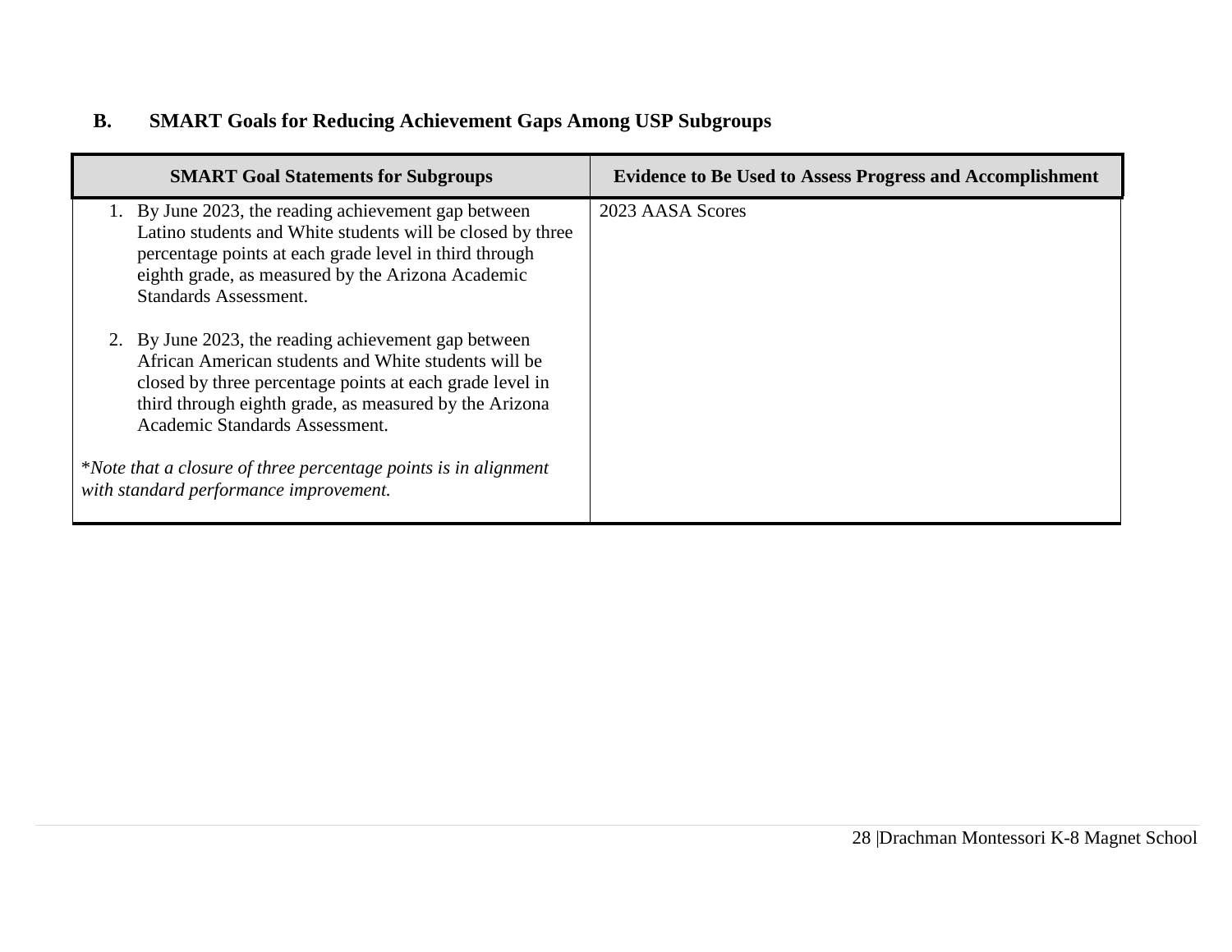## B. SMART Goals for Reducing Achievement Gaps Among USP Subgroups

| SMART Goal Statements for Subgroups | Evidence to Be Used to Assess Progress and Accomplishment |
|---|---|
| 1. By June 2023, the reading achievement gap between Latino students and White students will be closed by three percentage points at each grade level in third through eighth grade, as measured by the Arizona Academic Standards Assessment.<br><br>2. By June 2023, the reading achievement gap between African American students and White students will be closed by three percentage points at each grade level in third through eighth grade, as measured by the Arizona Academic Standards Assessment.<br><br>**Note that a closure of three percentage points is in alignment with standard performance improvement.* | 2023 AASA Scores |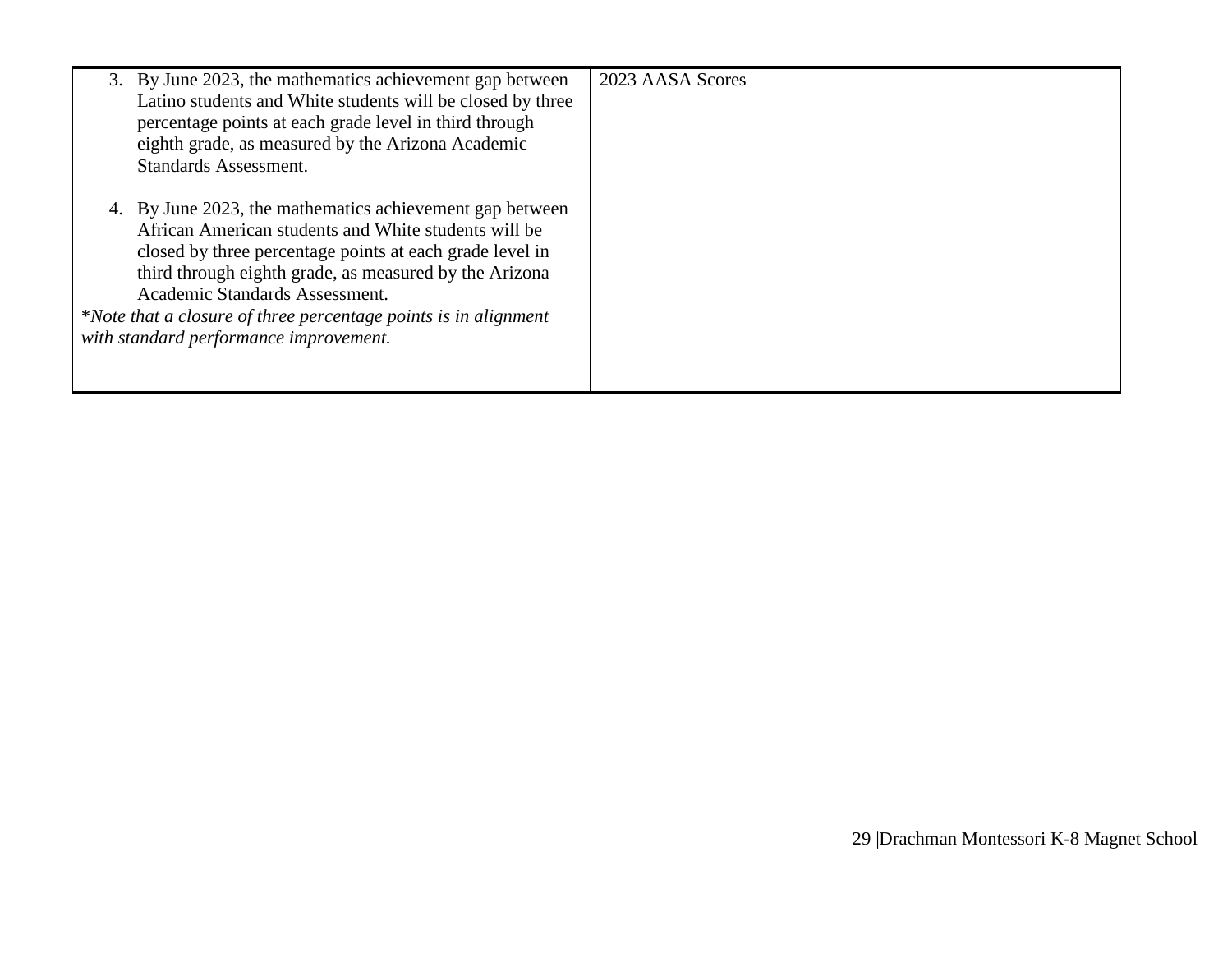| | |
|---|---|
| 3. By June 2023, the mathematics achievement gap between Latino students and White students will be closed by three percentage points at each grade level in third through eighth grade, as measured by the Arizona Academic Standards Assessment.<br><br>4. By June 2023, the mathematics achievement gap between African American students and White students will be closed by three percentage points at each grade level in third through eighth grade, as measured by the Arizona Academic Standards Assessment.<br>**Note that a closure of three percentage points is in alignment with standard performance improvement.* | 2023 AASA Scores |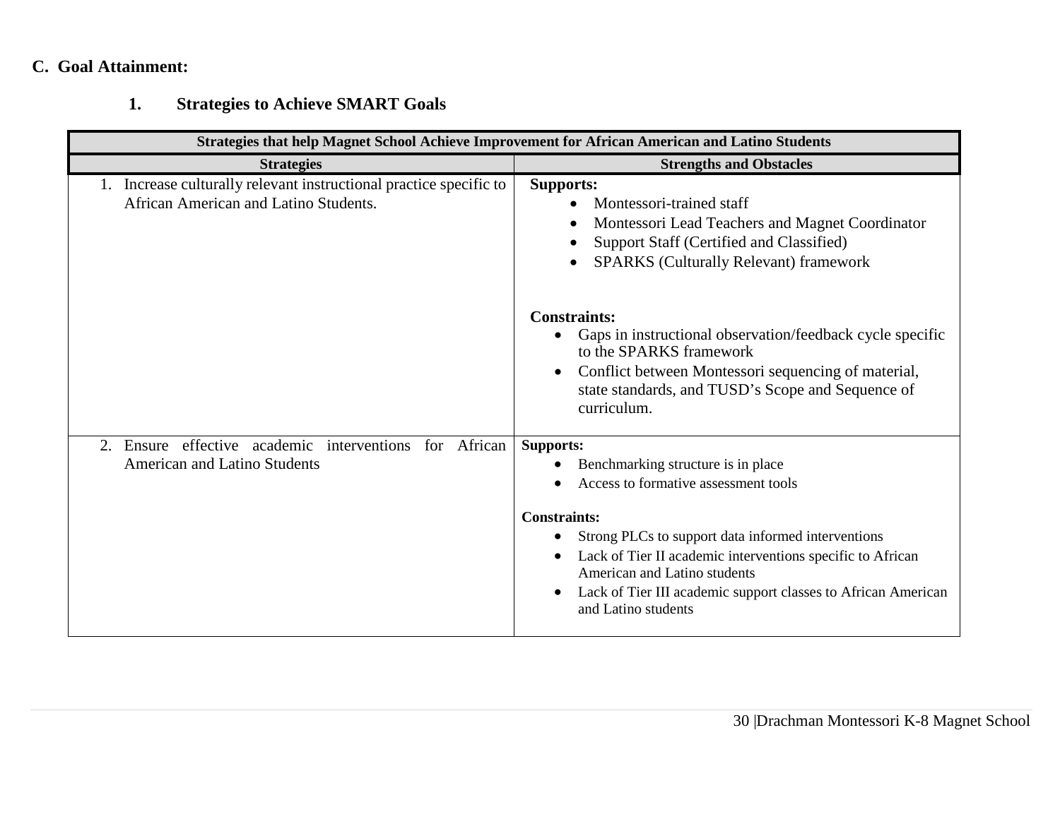**C. Goal Attainment:**

**1. Strategies to Achieve SMART Goals**

| Strategies that help Magnet School Achieve Improvement for African American and Latino Students | |
|---|---|
| **Strategies** | **Strengths and Obstacles** |
| 1. Increase culturally relevant instructional practice specific to African American and Latino Students. | **Supports:**<br>• Montessori-trained staff<br>• Montessori Lead Teachers and Magnet Coordinator<br>• Support Staff (Certified and Classified)<br>• SPARKS (Culturally Relevant) framework<br><br>**Constraints:**<br>• Gaps in instructional observation/feedback cycle specific to the SPARKS framework<br>• Conflict between Montessori sequencing of material, state standards, and TUSD's Scope and Sequence of curriculum. |
| 2. Ensure effective academic interventions for African American and Latino Students | **Supports:**<br>• Benchmarking structure is in place<br>• Access to formative assessment tools<br><br>**Constraints:**<br>• Strong PLCs to support data informed interventions<br>• Lack of Tier II academic interventions specific to African American and Latino students<br>• Lack of Tier III academic support classes to African American and Latino students |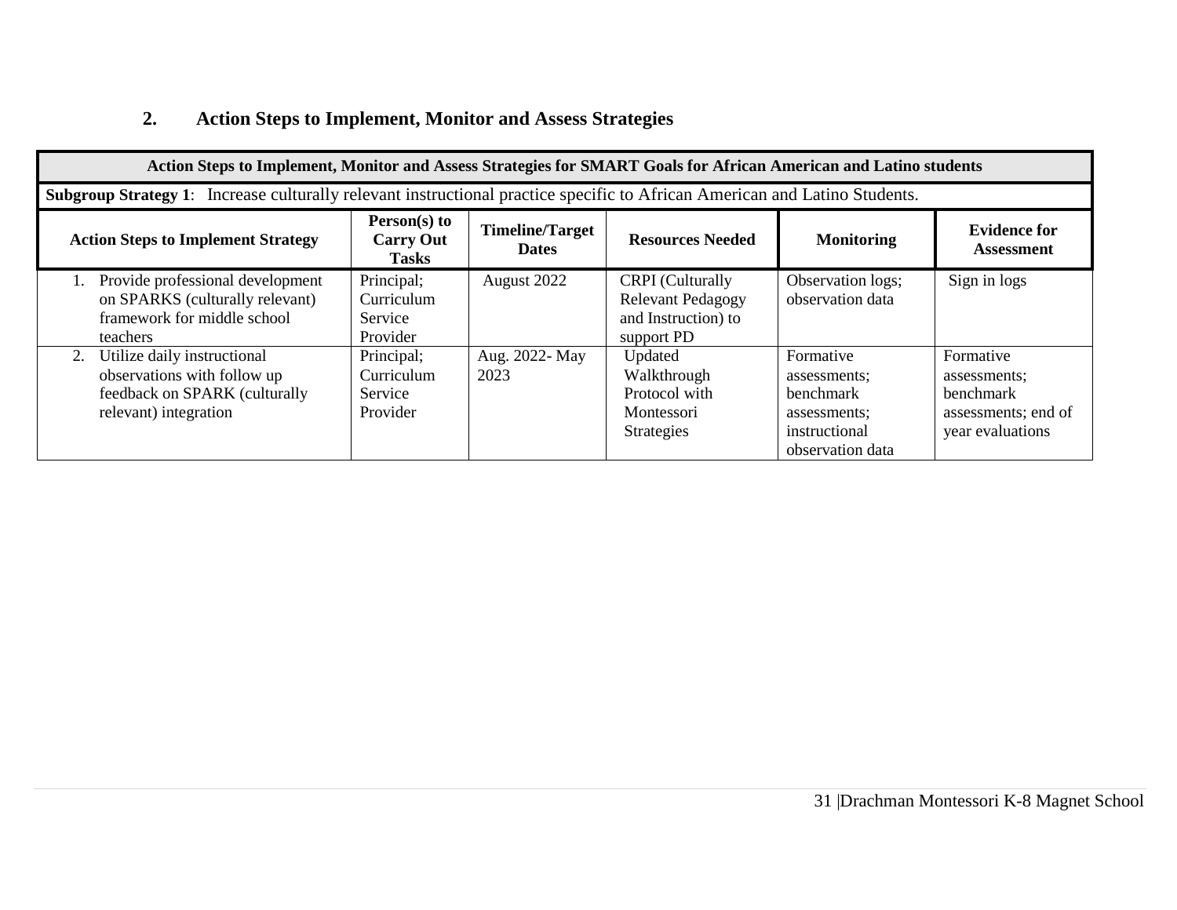## 2. Action Steps to Implement, Monitor and Assess Strategies

| Action Steps to Implement, Monitor and Assess Strategies for SMART Goals for African American and Latino students | | | | | |
|---|---|---|---|---|---|
| **Subgroup Strategy 1**: Increase culturally relevant instructional practice specific to African American and Latino Students. | | | | | |
| **Action Steps to Implement Strategy** | **Person(s) to Carry Out Tasks** | **Timeline/Target Dates** | **Resources Needed** | **Monitoring** | **Evidence for Assessment** |
| 1. Provide professional development on SPARKS (culturally relevant) framework for middle school teachers | Principal; Curriculum Service Provider | August 2022 | CRPI (Culturally Relevant Pedagogy and Instruction) to support PD | Observation logs; observation data | Sign in logs |
| 2. Utilize daily instructional observations with follow up feedback on SPARK (culturally relevant) integration | Principal; Curriculum Service Provider | Aug. 2022- May 2023 | Updated Walkthrough Protocol with Montessori Strategies | Formative assessments; benchmark assessments; instructional observation data | Formative assessments; benchmark assessments; end of year evaluations |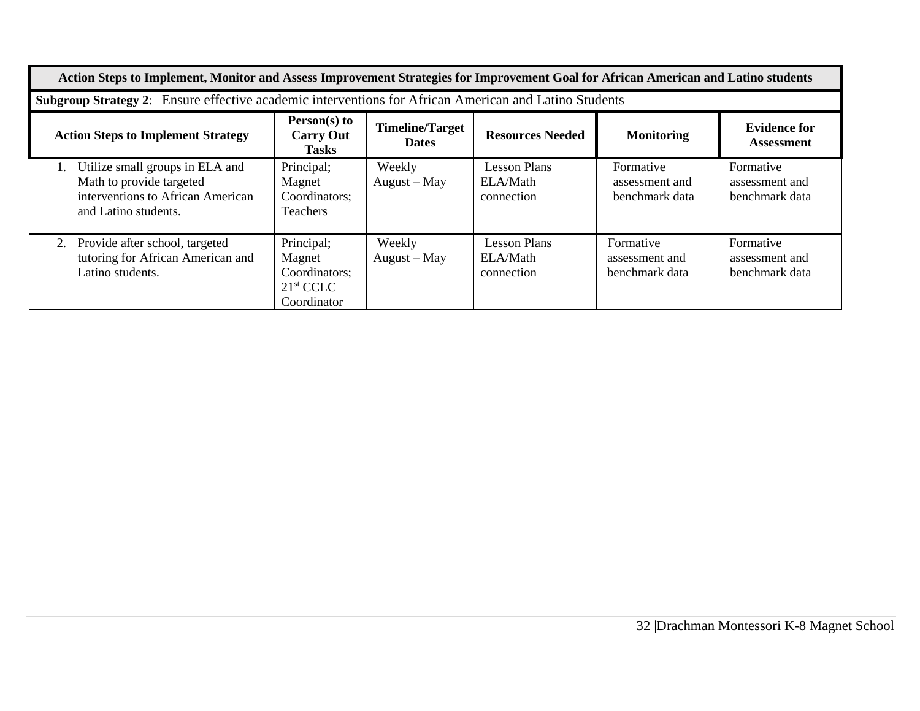| Action Steps to Implement, Monitor and Assess Improvement Strategies for Improvement Goal for African American and Latino students | | | | | |
|---|---|---|---|---|---|
| **Subgroup Strategy 2**: Ensure effective academic interventions for African American and Latino Students | | | | | |
| **Action Steps to Implement Strategy** | **Person(s) to Carry Out Tasks** | **Timeline/Target Dates** | **Resources Needed** | **Monitoring** | **Evidence for Assessment** |
| 1. Utilize small groups in ELA and Math to provide targeted interventions to African American and Latino students. | Principal; Magnet Coordinators; Teachers | Weekly August – May | Lesson Plans ELA/Math connection | Formative assessment and benchmark data | Formative assessment and benchmark data |
| 2. Provide after school, targeted tutoring for African American and Latino students. | Principal; Magnet Coordinators; 21st CCLC Coordinator | Weekly August – May | Lesson Plans ELA/Math connection | Formative assessment and benchmark data | Formative assessment and benchmark data |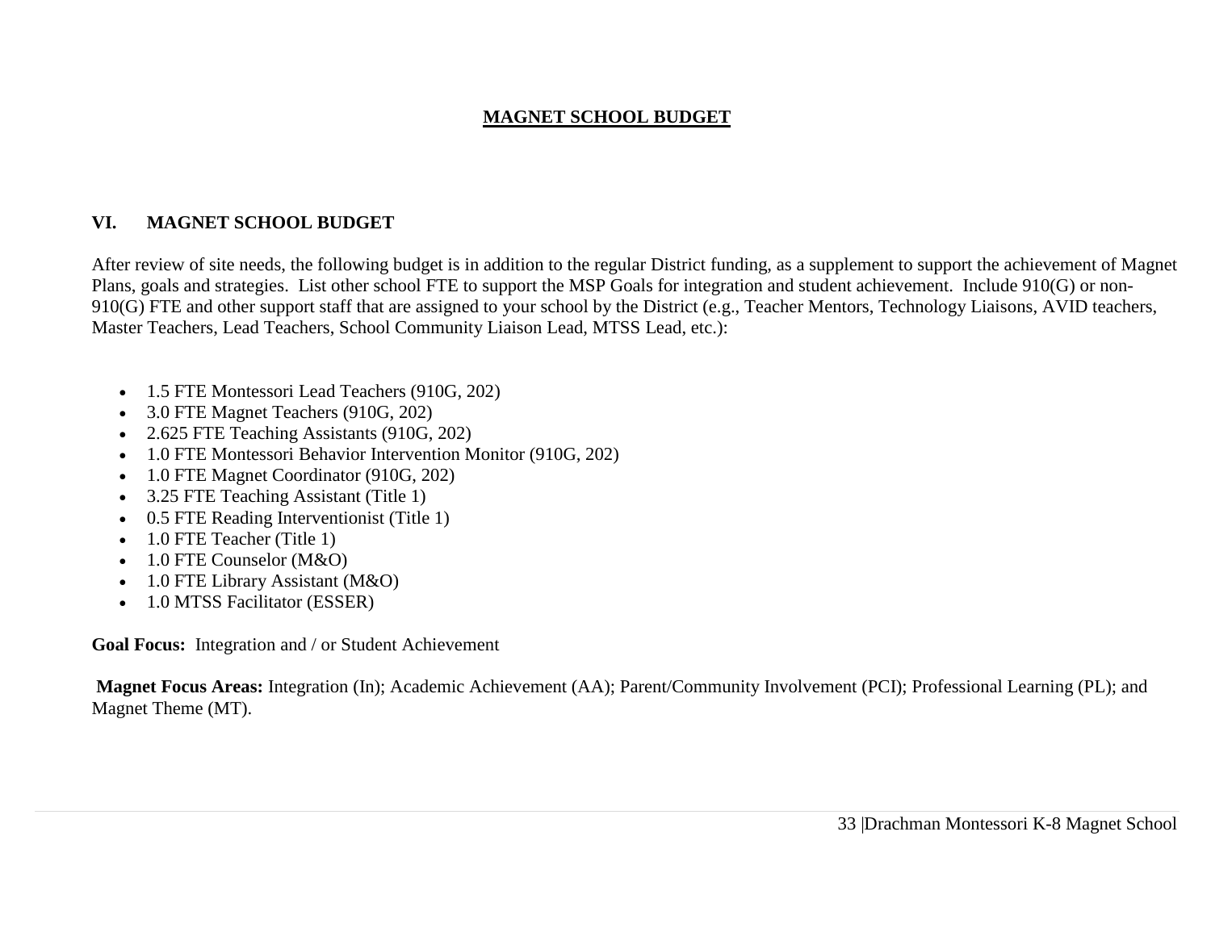## MAGNET SCHOOL BUDGET

### VI. MAGNET SCHOOL BUDGET

After review of site needs, the following budget is in addition to the regular District funding, as a supplement to support the achievement of Magnet Plans, goals and strategies. List other school FTE to support the MSP Goals for integration and student achievement. Include 910(G) or non-910(G) FTE and other support staff that are assigned to your school by the District (e.g., Teacher Mentors, Technology Liaisons, AVID teachers, Master Teachers, Lead Teachers, School Community Liaison Lead, MTSS Lead, etc.):

- 1.5 FTE Montessori Lead Teachers (910G, 202)
- 3.0 FTE Magnet Teachers (910G, 202)
- 2.625 FTE Teaching Assistants (910G, 202)
- 1.0 FTE Montessori Behavior Intervention Monitor (910G, 202)
- 1.0 FTE Magnet Coordinator (910G, 202)
- 3.25 FTE Teaching Assistant (Title 1)
- 0.5 FTE Reading Interventionist (Title 1)
- 1.0 FTE Teacher (Title 1)
- 1.0 FTE Counselor (M&O)
- 1.0 FTE Library Assistant (M&O)
- 1.0 MTSS Facilitator (ESSER)

**Goal Focus:** Integration and / or Student Achievement

**Magnet Focus Areas:** Integration (In); Academic Achievement (AA); Parent/Community Involvement (PCI); Professional Learning (PL); and Magnet Theme (MT).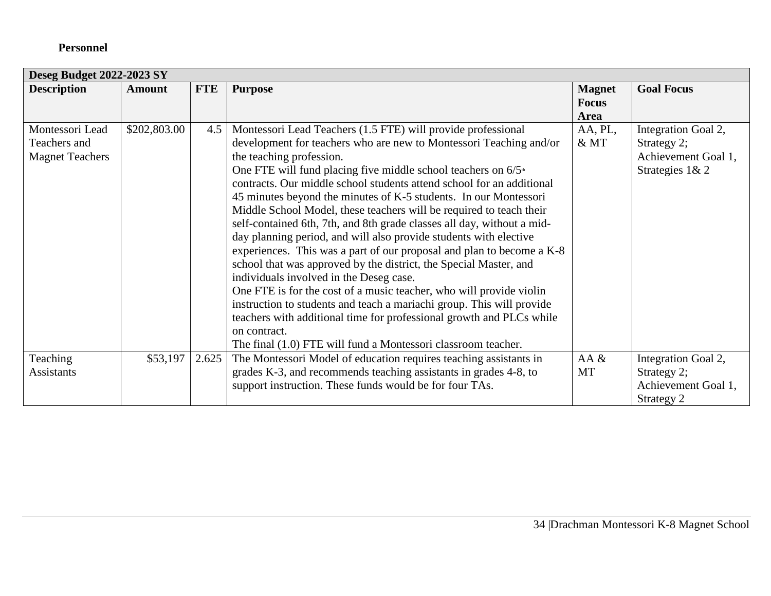**Personnel**

| Deseg Budget 2022-2023 SY | | | | | |
|---|---|---|---|---|---|
| **Description** | **Amount** | **FTE** | **Purpose** | **Magnet Focus Area** | **Goal Focus** |
| Montessori Lead Teachers and Magnet Teachers | $202,803.00 | 4.5 | Montessori Lead Teachers (1.5 FTE) will provide professional development for teachers who are new to Montessori Teaching and/or the teaching profession. One FTE will fund placing five middle school teachers on 6/5th contracts. Our middle school students attend school for an additional 45 minutes beyond the minutes of K-5 students. In our Montessori Middle School Model, these teachers will be required to teach their self-contained 6th, 7th, and 8th grade classes all day, without a mid-day planning period, and will also provide students with elective experiences. This was a part of our proposal and plan to become a K-8 school that was approved by the district, the Special Master, and individuals involved in the Deseg case. One FTE is for the cost of a music teacher, who will provide violin instruction to students and teach a mariachi group. This will provide teachers with additional time for professional growth and PLCs while on contract. The final (1.0) FTE will fund a Montessori classroom teacher. | AA, PL, & MT | Integration Goal 2, Strategy 2; Achievement Goal 1, Strategies 1& 2 |
| Teaching Assistants | $53,197 | 2.625 | The Montessori Model of education requires teaching assistants in grades K-3, and recommends teaching assistants in grades 4-8, to support instruction. These funds would be for four TAs. | AA & MT | Integration Goal 2, Strategy 2; Achievement Goal 1, Strategy 2 |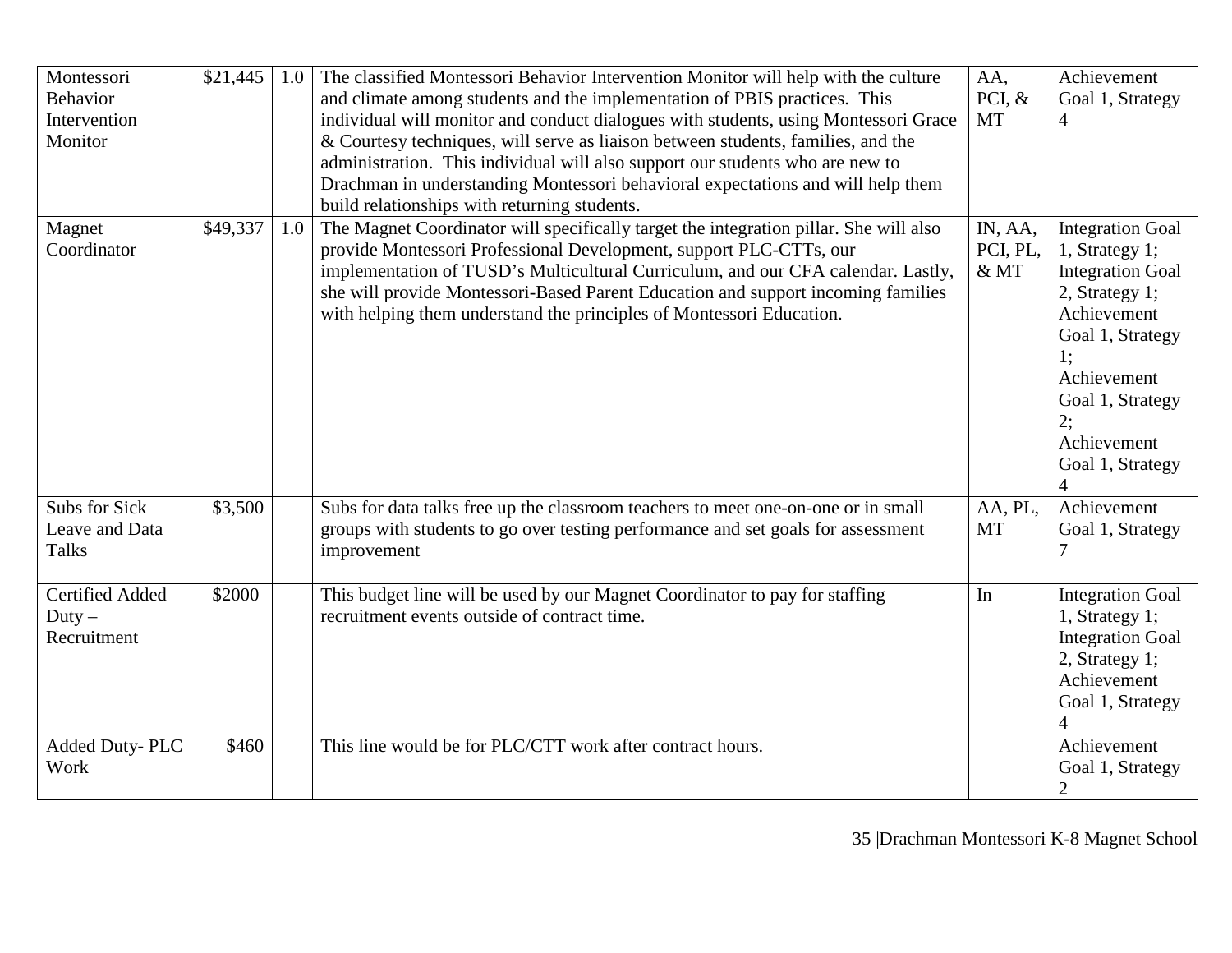| Montessori Behavior Intervention Monitor | $21,445 | 1.0 | The classified Montessori Behavior Intervention Monitor will help with the culture and climate among students and the implementation of PBIS practices. This individual will monitor and conduct dialogues with students, using Montessori Grace & Courtesy techniques, will serve as liaison between students, families, and the administration. This individual will also support our students who are new to Drachman in understanding Montessori behavioral expectations and will help them build relationships with returning students. | AA, PCI, & MT | Achievement Goal 1, Strategy 4 |
|---|---|---|---|---|---|
| Magnet Coordinator | $49,337 | 1.0 | The Magnet Coordinator will specifically target the integration pillar. She will also provide Montessori Professional Development, support PLC-CTTs, our implementation of TUSD's Multicultural Curriculum, and our CFA calendar. Lastly, she will provide Montessori-Based Parent Education and support incoming families with helping them understand the principles of Montessori Education. | IN, AA, PCI, PL, & MT | Integration Goal 1, Strategy 1; Integration Goal 2, Strategy 1; Achievement Goal 1, Strategy 1; Achievement Goal 1, Strategy 2; Achievement Goal 1, Strategy 4 |
| Subs for Sick Leave and Data Talks | $3,500 | | Subs for data talks free up the classroom teachers to meet one-on-one or in small groups with students to go over testing performance and set goals for assessment improvement | AA, PL, MT | Achievement Goal 1, Strategy 7 |
| Certified Added Duty – Recruitment | $2000 | | This budget line will be used by our Magnet Coordinator to pay for staffing recruitment events outside of contract time. | In | Integration Goal 1, Strategy 1; Integration Goal 2, Strategy 1; Achievement Goal 1, Strategy 4 |
| Added Duty- PLC Work | $460 | | This line would be for PLC/CTT work after contract hours. | | Achievement Goal 1, Strategy 2 |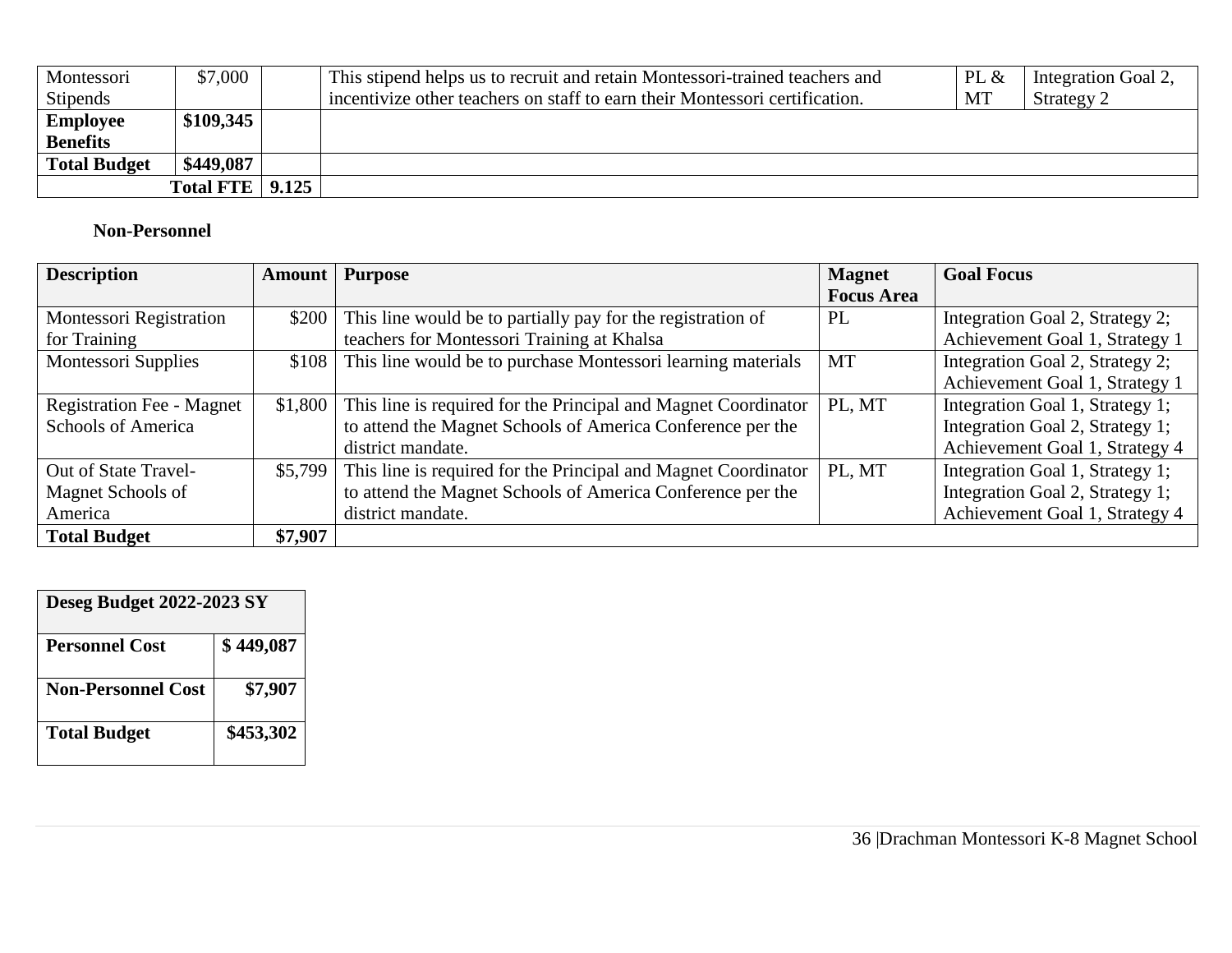| | | | | | |
|---|---|---|---|---|---|
| Montessori Stipends | $7,000 | | This stipend helps us to recruit and retain Montessori-trained teachers and incentivize other teachers on staff to earn their Montessori certification. | PL & MT | Integration Goal 2, Strategy 2 |
| **Employee Benefits** | **$109,345** | | | | |
| **Total Budget** | **$449,087** | | | | |
| | **Total FTE** | **9.125** | | | |

**Non-Personnel**

| Description | Amount | Purpose | Magnet Focus Area | Goal Focus |
|---|---|---|---|---|
| Montessori Registration for Training | $200 | This line would be to partially pay for the registration of teachers for Montessori Training at Khalsa | PL | Integration Goal 2, Strategy 2; Achievement Goal 1, Strategy 1 |
| Montessori Supplies | $108 | This line would be to purchase Montessori learning materials | MT | Integration Goal 2, Strategy 2; Achievement Goal 1, Strategy 1 |
| Registration Fee - Magnet Schools of America | $1,800 | This line is required for the Principal and Magnet Coordinator to attend the Magnet Schools of America Conference per the district mandate. | PL, MT | Integration Goal 1, Strategy 1; Integration Goal 2, Strategy 1; Achievement Goal 1, Strategy 4 |
| Out of State Travel-Magnet Schools of America | $5,799 | This line is required for the Principal and Magnet Coordinator to attend the Magnet Schools of America Conference per the district mandate. | PL, MT | Integration Goal 1, Strategy 1; Integration Goal 2, Strategy 1; Achievement Goal 1, Strategy 4 |
| **Total Budget** | **$7,907** | | | |

| Deseg Budget 2022-2023 SY | |
|---|---|
| **Personnel Cost** | **$ 449,087** |
| **Non-Personnel Cost** | **$7,907** |
| **Total Budget** | **$453,302** |